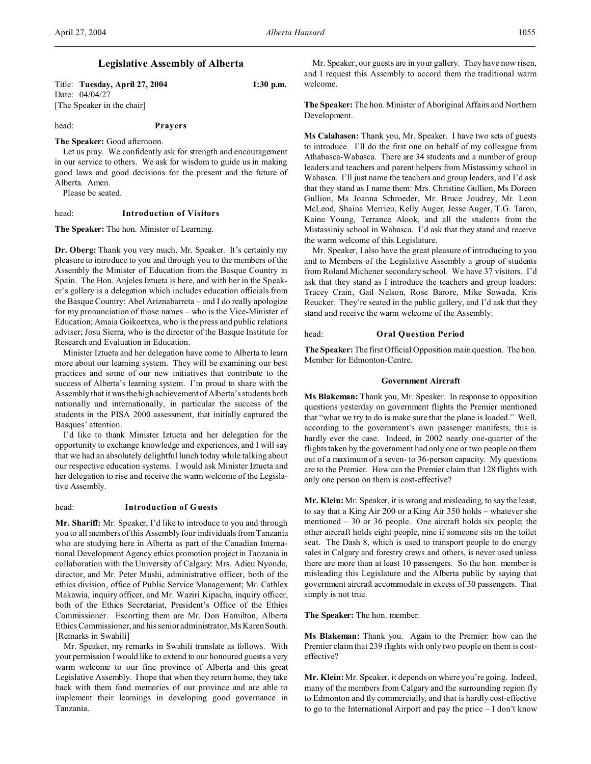# Legislative Assembly of Alberta

Title: **Tuesday, April 27, 2004** **1:30 p.m.**
Date: 04/04/27
[The Speaker in the chair]

head: **Prayers**

**The Speaker:** Good afternoon.

Let us pray. We confidently ask for strength and encouragement in our service to others. We ask for wisdom to guide us in making good laws and good decisions for the present and the future of Alberta. Amen.

Please be seated.

head: **Introduction of Visitors**

**The Speaker:** The hon. Minister of Learning.

**Dr. Oberg:** Thank you very much, Mr. Speaker. It's certainly my pleasure to introduce to you and through you to the members of the Assembly the Minister of Education from the Basque Country in Spain. The Hon. Anjeles Iztueta is here, and with her in the Speaker's gallery is a delegation which includes education officials from the Basque Country: Abel Ariznabarreta – and I do really apologize for my pronunciation of those names – who is the Vice-Minister of Education; Amaia Goikoetxea, who is the press and public relations adviser; Josu Sierra, who is the director of the Basque Institute for Research and Evaluation in Education.

Minister Iztueta and her delegation have come to Alberta to learn more about our learning system. They will be examining our best practices and some of our new initiatives that contribute to the success of Alberta's learning system. I'm proud to share with the Assembly that it was the high achievement of Alberta's students both nationally and internationally, in particular the success of the students in the PISA 2000 assessment, that initially captured the Basques' attention.

I'd like to thank Minister Iztueta and her delegation for the opportunity to exchange knowledge and experiences, and I will say that we had an absolutely delightful lunch today while talking about our respective education systems. I would ask Minister Iztueta and her delegation to rise and receive the warm welcome of the Legislative Assembly.

head: **Introduction of Guests**

**Mr. Shariff:** Mr. Speaker, I'd like to introduce to you and through you to all members of this Assembly four individuals from Tanzania who are studying here in Alberta as part of the Canadian International Development Agency ethics promotion project in Tanzania in collaboration with the University of Calgary: Mrs. Adieu Nyondo, director, and Mr. Peter Mushi, administrative officer, both of the ethics division, office of Public Service Management; Mr. Cathlex Makawia, inquiry officer, and Mr. Waziri Kipacha, inquiry officer, both of the Ethics Secretariat, President's Office of the Ethics Commissioner. Escorting them are Mr. Don Hamilton, Alberta Ethics Commissioner, and his senior administrator, Ms Karen South. [Remarks in Swahili]

Mr. Speaker, my remarks in Swahili translate as follows. With your permission I would like to extend to our honoured guests a very warm welcome to our fine province of Alberta and this great Legislative Assembly. I hope that when they return home, they take back with them fond memories of our province and are able to implement their learnings in developing good governance in Tanzania.

Mr. Speaker, our guests are in your gallery. They have now risen, and I request this Assembly to accord them the traditional warm welcome.

**The Speaker:** The hon. Minister of Aboriginal Affairs and Northern Development.

**Ms Calahasen:** Thank you, Mr. Speaker. I have two sets of guests to introduce. I'll do the first one on behalf of my colleague from Athabasca-Wabasca. There are 34 students and a number of group leaders and teachers and parent helpers from Mistassiniy school in Wabasca. I'll just name the teachers and group leaders, and I'd ask that they stand as I name them: Mrs. Christine Gullion, Ms Doreen Gullion, Ms Joanna Schroeder, Mr. Bruce Joudrey, Mr. Leon McLeod, Shaina Merrieu, Kelly Auger, Jesse Auger, T.G. Taron, Kaine Young, Terrance Alook, and all the students from the Mistassiniy school in Wabasca. I'd ask that they stand and receive the warm welcome of this Legislature.

Mr. Speaker, I also have the great pleasure of introducing to you and to Members of the Legislative Assembly a group of students from Roland Michener secondary school. We have 37 visitors. I'd ask that they stand as I introduce the teachers and group leaders: Tracey Crain, Gail Nelson, Rose Barore, Mike Sowada, Kris Reucker. They're seated in the public gallery, and I'd ask that they stand and receive the warm welcome of the Assembly.

head: **Oral Question Period**

**The Speaker:** The first Official Opposition main question. The hon. Member for Edmonton-Centre.

### Government Aircraft

**Ms Blakeman:** Thank you, Mr. Speaker. In response to opposition questions yesterday on government flights the Premier mentioned that "what we try to do is make sure that the plane is loaded." Well, according to the government's own passenger manifests, this is hardly ever the case. Indeed, in 2002 nearly one-quarter of the flights taken by the government had only one or two people on them out of a maximum of a seven- to 36-person capacity. My questions are to the Premier. How can the Premier claim that 128 flights with only one person on them is cost-effective?

**Mr. Klein:** Mr. Speaker, it is wrong and misleading, to say the least, to say that a King Air 200 or a King Air 350 holds – whatever she mentioned – 30 or 36 people. One aircraft holds six people; the other aircraft holds eight people, nine if someone sits on the toilet seat. The Dash 8, which is used to transport people to do energy sales in Calgary and forestry crews and others, is never used unless there are more than at least 10 passengers. So the hon. member is misleading this Legislature and the Alberta public by saying that government aircraft accommodate in excess of 30 passengers. That simply is not true.

**The Speaker:** The hon. member.

**Ms Blakeman:** Thank you. Again to the Premier: how can the Premier claim that 239 flights with only two people on them is cost-effective?

**Mr. Klein:** Mr. Speaker, it depends on where you're going. Indeed, many of the members from Calgary and the surrounding region fly to Edmonton and fly commercially, and that is hardly cost-effective to go to the International Airport and pay the price – I don't know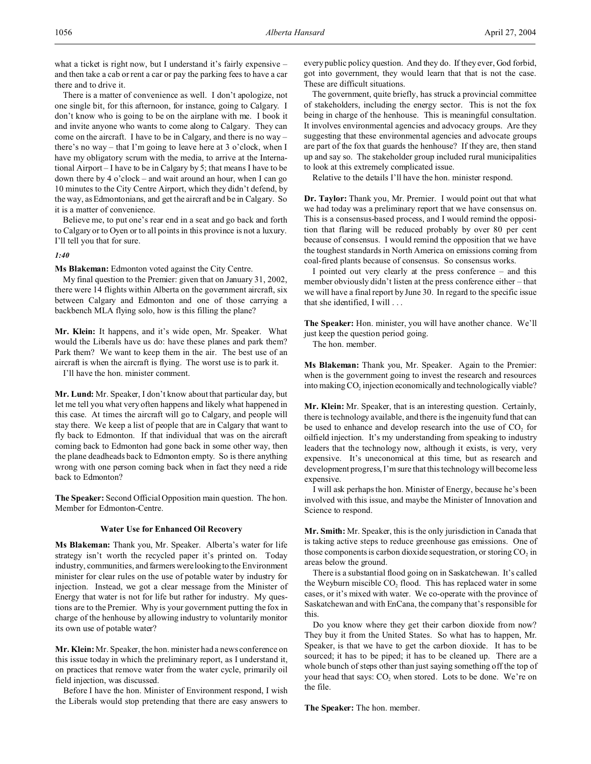what a ticket is right now, but I understand it's fairly expensive – and then take a cab or rent a car or pay the parking fees to have a car there and to drive it.

There is a matter of convenience as well. I don't apologize, not one single bit, for this afternoon, for instance, going to Calgary. I don't know who is going to be on the airplane with me. I book it and invite anyone who wants to come along to Calgary. They can come on the aircraft. I have to be in Calgary, and there is no way – there's no way – that I'm going to leave here at 3 o'clock, when I have my obligatory scrum with the media, to arrive at the International Airport – I have to be in Calgary by 5; that means I have to be down there by 4 o'clock – and wait around an hour, when I can go 10 minutes to the City Centre Airport, which they didn't defend, by the way, as Edmontonians, and get the aircraft and be in Calgary. So it is a matter of convenience.

Believe me, to put one's rear end in a seat and go back and forth to Calgary or to Oyen or to all points in this province is not a luxury. I'll tell you that for sure.

*1:40*

**Ms Blakeman:** Edmonton voted against the City Centre.

My final question to the Premier: given that on January 31, 2002, there were 14 flights within Alberta on the government aircraft, six between Calgary and Edmonton and one of those carrying a backbench MLA flying solo, how is this filling the plane?

**Mr. Klein:** It happens, and it's wide open, Mr. Speaker. What would the Liberals have us do: have these planes and park them? Park them? We want to keep them in the air. The best use of an aircraft is when the aircraft is flying. The worst use is to park it.

I'll have the hon. minister comment.

**Mr. Lund:** Mr. Speaker, I don't know about that particular day, but let me tell you what very often happens and likely what happened in this case. At times the aircraft will go to Calgary, and people will stay there. We keep a list of people that are in Calgary that want to fly back to Edmonton. If that individual that was on the aircraft coming back to Edmonton had gone back in some other way, then the plane deadheads back to Edmonton empty. So is there anything wrong with one person coming back when in fact they need a ride back to Edmonton?

**The Speaker:** Second Official Opposition main question. The hon. Member for Edmonton-Centre.

### Water Use for Enhanced Oil Recovery

**Ms Blakeman:** Thank you, Mr. Speaker. Alberta's water for life strategy isn't worth the recycled paper it's printed on. Today industry, communities, and farmers were looking to the Environment minister for clear rules on the use of potable water by industry for injection. Instead, we got a clear message from the Minister of Energy that water is not for life but rather for industry. My questions are to the Premier. Why is your government putting the fox in charge of the henhouse by allowing industry to voluntarily monitor its own use of potable water?

**Mr. Klein:** Mr. Speaker, the hon. minister had a news conference on this issue today in which the preliminary report, as I understand it, on practices that remove water from the water cycle, primarily oil field injection, was discussed.

Before I have the hon. Minister of Environment respond, I wish the Liberals would stop pretending that there are easy answers to every public policy question. And they do. If they ever, God forbid, got into government, they would learn that that is not the case. These are difficult situations.

The government, quite briefly, has struck a provincial committee of stakeholders, including the energy sector. This is not the fox being in charge of the henhouse. This is meaningful consultation. It involves environmental agencies and advocacy groups. Are they suggesting that these environmental agencies and advocate groups are part of the fox that guards the henhouse? If they are, then stand up and say so. The stakeholder group included rural municipalities to look at this extremely complicated issue.

Relative to the details I'll have the hon. minister respond.

**Dr. Taylor:** Thank you, Mr. Premier. I would point out that what we had today was a preliminary report that we have consensus on. This is a consensus-based process, and I would remind the opposition that flaring will be reduced probably by over 80 per cent because of consensus. I would remind the opposition that we have the toughest standards in North America on emissions coming from coal-fired plants because of consensus. So consensus works.

I pointed out very clearly at the press conference – and this member obviously didn't listen at the press conference either – that we will have a final report by June 30. In regard to the specific issue that she identified, I will . . .

**The Speaker:** Hon. minister, you will have another chance. We'll just keep the question period going.

The hon. member.

**Ms Blakeman:** Thank you, Mr. Speaker. Again to the Premier: when is the government going to invest the research and resources into making $CO_2$ injection economically and technologically viable?

**Mr. Klein:** Mr. Speaker, that is an interesting question. Certainly, there is technology available, and there is the ingenuity fund that can be used to enhance and develop research into the use of $CO_2$ for oilfield injection. It's my understanding from speaking to industry leaders that the technology now, although it exists, is very, very expensive. It's uneconomical at this time, but as research and development progress, I'm sure that this technology will become less expensive.

I will ask perhaps the hon. Minister of Energy, because he's been involved with this issue, and maybe the Minister of Innovation and Science to respond.

**Mr. Smith:** Mr. Speaker, this is the only jurisdiction in Canada that is taking active steps to reduce greenhouse gas emissions. One of those components is carbon dioxide sequestration, or storing $CO_2$ in areas below the ground.

There is a substantial flood going on in Saskatchewan. It's called the Weyburn miscible $CO_2$ flood. This has replaced water in some cases, or it's mixed with water. We co-operate with the province of Saskatchewan and with EnCana, the company that's responsible for this.

Do you know where they get their carbon dioxide from now? They buy it from the United States. So what has to happen, Mr. Speaker, is that we have to get the carbon dioxide. It has to be sourced; it has to be piped; it has to be cleaned up. There are a whole bunch of steps other than just saying something off the top of your head that says: $CO_2$ when stored. Lots to be done. We're on the file.

**The Speaker:** The hon. member.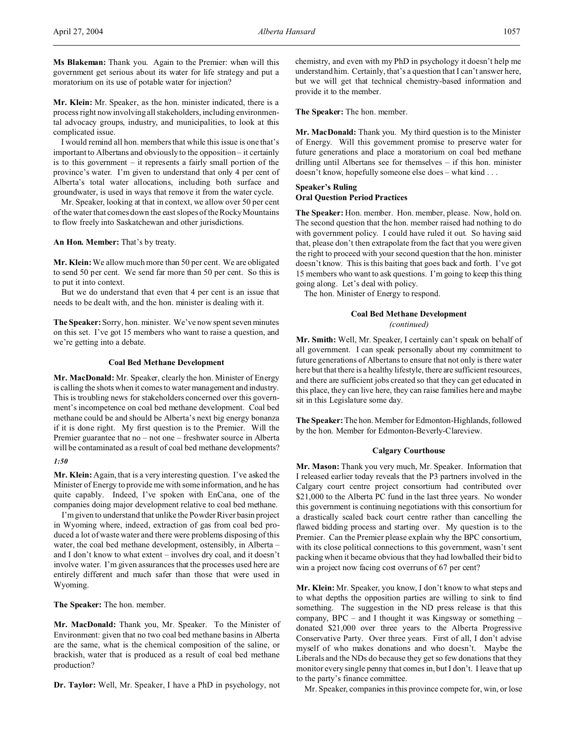**Ms Blakeman:** Thank you. Again to the Premier: when will this government get serious about its water for life strategy and put a moratorium on its use of potable water for injection?

**Mr. Klein:** Mr. Speaker, as the hon. minister indicated, there is a process right now involving all stakeholders, including environmental advocacy groups, industry, and municipalities, to look at this complicated issue.

I would remind all hon. members that while this issue is one that's important to Albertans and obviously to the opposition – it certainly is to this government – it represents a fairly small portion of the province's water. I'm given to understand that only 4 per cent of Alberta's total water allocations, including both surface and groundwater, is used in ways that remove it from the water cycle.

Mr. Speaker, looking at that in context, we allow over 50 per cent of the water that comes down the east slopes of the Rocky Mountains to flow freely into Saskatchewan and other jurisdictions.

**An Hon. Member:** That's by treaty.

**Mr. Klein:** We allow much more than 50 per cent. We are obligated to send 50 per cent. We send far more than 50 per cent. So this is to put it into context.

But we do understand that even that 4 per cent is an issue that needs to be dealt with, and the hon. minister is dealing with it.

**The Speaker:** Sorry, hon. minister. We've now spent seven minutes on this set. I've got 15 members who want to raise a question, and we're getting into a debate.

### Coal Bed Methane Development

**Mr. MacDonald:** Mr. Speaker, clearly the hon. Minister of Energy is calling the shots when it comes to water management and industry. This is troubling news for stakeholders concerned over this government's incompetence on coal bed methane development. Coal bed methane could be and should be Alberta's next big energy bonanza if it is done right. My first question is to the Premier. Will the Premier guarantee that no – not one – freshwater source in Alberta will be contaminated as a result of coal bed methane developments?

*1:50*

**Mr. Klein:** Again, that is a very interesting question. I've asked the Minister of Energy to provide me with some information, and he has quite capably. Indeed, I've spoken with EnCana, one of the companies doing major development relative to coal bed methane.

I'm given to understand that unlike the Powder River basin project in Wyoming where, indeed, extraction of gas from coal bed produced a lot of waste water and there were problems disposing of this water, the coal bed methane development, ostensibly, in Alberta – and I don't know to what extent – involves dry coal, and it doesn't involve water. I'm given assurances that the processes used here are entirely different and much safer than those that were used in Wyoming.

**The Speaker:** The hon. member.

**Mr. MacDonald:** Thank you, Mr. Speaker. To the Minister of Environment: given that no two coal bed methane basins in Alberta are the same, what is the chemical composition of the saline, or brackish, water that is produced as a result of coal bed methane production?

**Dr. Taylor:** Well, Mr. Speaker, I have a PhD in psychology, not chemistry, and even with my PhD in psychology it doesn't help me understand him. Certainly, that's a question that I can't answer here, but we will get that technical chemistry-based information and provide it to the member.

**The Speaker:** The hon. member.

**Mr. MacDonald:** Thank you. My third question is to the Minister of Energy. Will this government promise to preserve water for future generations and place a moratorium on coal bed methane drilling until Albertans see for themselves – if this hon. minister doesn't know, hopefully someone else does – what kind . . .

### Speaker's Ruling
### Oral Question Period Practices

**The Speaker:** Hon. member. Hon. member, please. Now, hold on. The second question that the hon. member raised had nothing to do with government policy. I could have ruled it out. So having said that, please don't then extrapolate from the fact that you were given the right to proceed with your second question that the hon. minister doesn't know. This is this baiting that goes back and forth. I've got 15 members who want to ask questions. I'm going to keep this thing going along. Let's deal with policy.

The hon. Minister of Energy to respond.

### Coal Bed Methane Development
*(continued)*

**Mr. Smith:** Well, Mr. Speaker, I certainly can't speak on behalf of all government. I can speak personally about my commitment to future generations of Albertans to ensure that not only is there water here but that there is a healthy lifestyle, there are sufficient resources, and there are sufficient jobs created so that they can get educated in this place, they can live here, they can raise families here and maybe sit in this Legislature some day.

**The Speaker:** The hon. Member for Edmonton-Highlands, followed by the hon. Member for Edmonton-Beverly-Clareview.

### Calgary Courthouse

**Mr. Mason:** Thank you very much, Mr. Speaker. Information that I released earlier today reveals that the P3 partners involved in the Calgary court centre project consortium had contributed over $21,000 to the Alberta PC fund in the last three years. No wonder this government is continuing negotiations with this consortium for a drastically scaled back court centre rather than cancelling the flawed bidding process and starting over. My question is to the Premier. Can the Premier please explain why the BPC consortium, with its close political connections to this government, wasn't sent packing when it became obvious that they had lowballed their bid to win a project now facing cost overruns of 67 per cent?

**Mr. Klein:** Mr. Speaker, you know, I don't know to what steps and to what depths the opposition parties are willing to sink to find something. The suggestion in the ND press release is that this company, BPC – and I thought it was Kingsway or something – donated $21,000 over three years to the Alberta Progressive Conservative Party. Over three years. First of all, I don't advise myself of who makes donations and who doesn't. Maybe the Liberals and the NDs do because they get so few donations that they monitor every single penny that comes in, but I don't. I leave that up to the party's finance committee.

Mr. Speaker, companies in this province compete for, win, or lose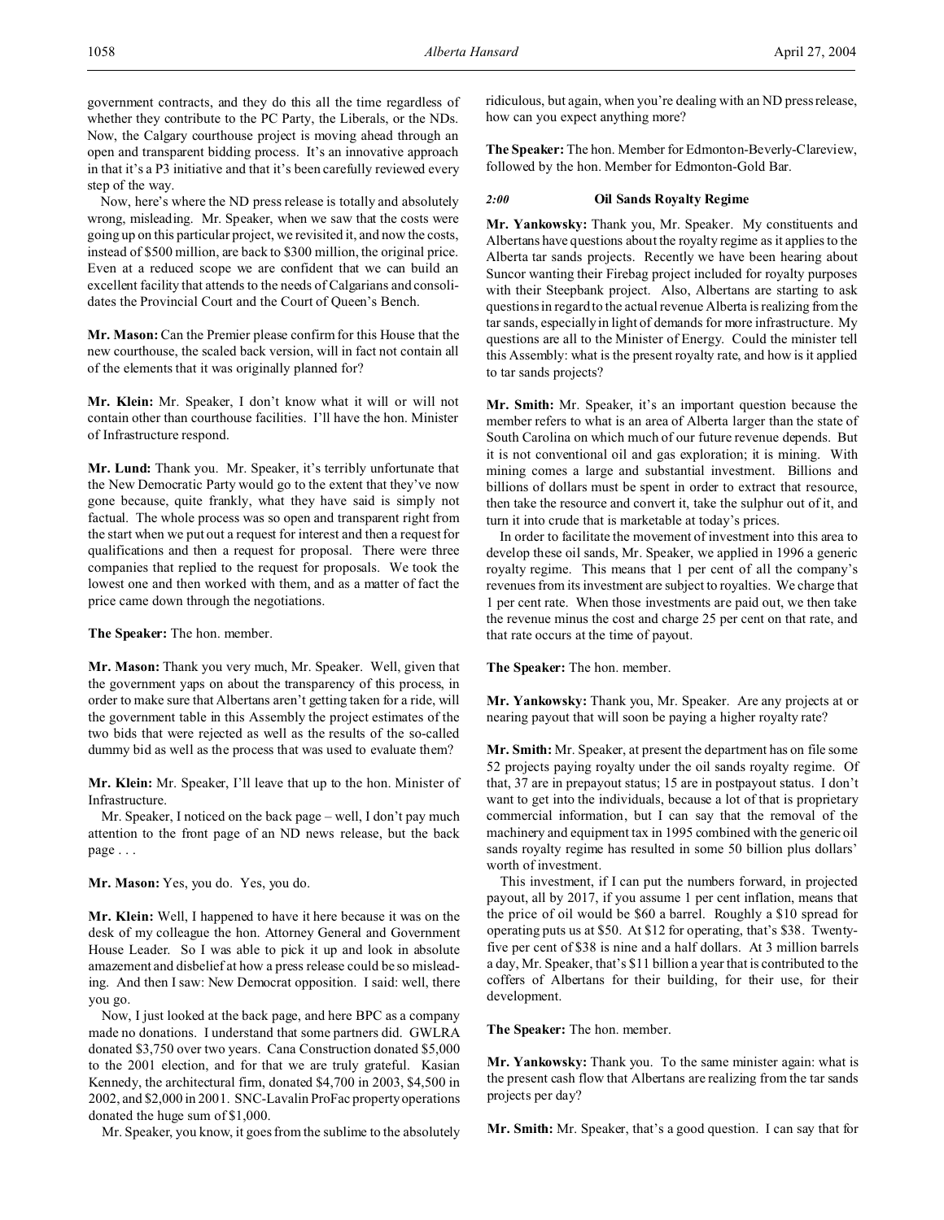government contracts, and they do this all the time regardless of whether they contribute to the PC Party, the Liberals, or the NDs. Now, the Calgary courthouse project is moving ahead through an open and transparent bidding process. It's an innovative approach in that it's a P3 initiative and that it's been carefully reviewed every step of the way.

Now, here's where the ND press release is totally and absolutely wrong, misleading. Mr. Speaker, when we saw that the costs were going up on this particular project, we revisited it, and now the costs, instead of $500 million, are back to $300 million, the original price. Even at a reduced scope we are confident that we can build an excellent facility that attends to the needs of Calgarians and consolidates the Provincial Court and the Court of Queen's Bench.

**Mr. Mason:** Can the Premier please confirm for this House that the new courthouse, the scaled back version, will in fact not contain all of the elements that it was originally planned for?

**Mr. Klein:** Mr. Speaker, I don't know what it will or will not contain other than courthouse facilities. I'll have the hon. Minister of Infrastructure respond.

**Mr. Lund:** Thank you. Mr. Speaker, it's terribly unfortunate that the New Democratic Party would go to the extent that they've now gone because, quite frankly, what they have said is simply not factual. The whole process was so open and transparent right from the start when we put out a request for interest and then a request for qualifications and then a request for proposal. There were three companies that replied to the request for proposals. We took the lowest one and then worked with them, and as a matter of fact the price came down through the negotiations.

**The Speaker:** The hon. member.

**Mr. Mason:** Thank you very much, Mr. Speaker. Well, given that the government yaps on about the transparency of this process, in order to make sure that Albertans aren't getting taken for a ride, will the government table in this Assembly the project estimates of the two bids that were rejected as well as the results of the so-called dummy bid as well as the process that was used to evaluate them?

**Mr. Klein:** Mr. Speaker, I'll leave that up to the hon. Minister of Infrastructure.

Mr. Speaker, I noticed on the back page – well, I don't pay much attention to the front page of an ND news release, but the back page . . .

**Mr. Mason:** Yes, you do. Yes, you do.

**Mr. Klein:** Well, I happened to have it here because it was on the desk of my colleague the hon. Attorney General and Government House Leader. So I was able to pick it up and look in absolute amazement and disbelief at how a press release could be so misleading. And then I saw: New Democrat opposition. I said: well, there you go.

Now, I just looked at the back page, and here BPC as a company made no donations. I understand that some partners did. GWLRA donated $3,750 over two years. Cana Construction donated $5,000 to the 2001 election, and for that we are truly grateful. Kasian Kennedy, the architectural firm, donated $4,700 in 2003, $4,500 in 2002, and $2,000 in 2001. SNC-Lavalin ProFac property operations donated the huge sum of $1,000.

Mr. Speaker, you know, it goes from the sublime to the absolutely ridiculous, but again, when you're dealing with an ND press release, how can you expect anything more?

**The Speaker:** The hon. Member for Edmonton-Beverly-Clareview, followed by the hon. Member for Edmonton-Gold Bar.

## *2:00* Oil Sands Royalty Regime

**Mr. Yankowsky:** Thank you, Mr. Speaker. My constituents and Albertans have questions about the royalty regime as it applies to the Alberta tar sands projects. Recently we have been hearing about Suncor wanting their Firebag project included for royalty purposes with their Steepbank project. Also, Albertans are starting to ask questions in regard to the actual revenue Alberta is realizing from the tar sands, especially in light of demands for more infrastructure. My questions are all to the Minister of Energy. Could the minister tell this Assembly: what is the present royalty rate, and how is it applied to tar sands projects?

**Mr. Smith:** Mr. Speaker, it's an important question because the member refers to what is an area of Alberta larger than the state of South Carolina on which much of our future revenue depends. But it is not conventional oil and gas exploration; it is mining. With mining comes a large and substantial investment. Billions and billions of dollars must be spent in order to extract that resource, then take the resource and convert it, take the sulphur out of it, and turn it into crude that is marketable at today's prices.

In order to facilitate the movement of investment into this area to develop these oil sands, Mr. Speaker, we applied in 1996 a generic royalty regime. This means that 1 per cent of all the company's revenues from its investment are subject to royalties. We charge that 1 per cent rate. When those investments are paid out, we then take the revenue minus the cost and charge 25 per cent on that rate, and that rate occurs at the time of payout.

**The Speaker:** The hon. member.

**Mr. Yankowsky:** Thank you, Mr. Speaker. Are any projects at or nearing payout that will soon be paying a higher royalty rate?

**Mr. Smith:** Mr. Speaker, at present the department has on file some 52 projects paying royalty under the oil sands royalty regime. Of that, 37 are in prepayout status; 15 are in postpayout status. I don't want to get into the individuals, because a lot of that is proprietary commercial information, but I can say that the removal of the machinery and equipment tax in 1995 combined with the generic oil sands royalty regime has resulted in some 50 billion plus dollars' worth of investment.

This investment, if I can put the numbers forward, in projected payout, all by 2017, if you assume 1 per cent inflation, means that the price of oil would be $60 a barrel. Roughly a $10 spread for operating puts us at $50. At $12 for operating, that's $38. Twenty-five per cent of $38 is nine and a half dollars. At 3 million barrels a day, Mr. Speaker, that's $11 billion a year that is contributed to the coffers of Albertans for their building, for their use, for their development.

**The Speaker:** The hon. member.

**Mr. Yankowsky:** Thank you. To the same minister again: what is the present cash flow that Albertans are realizing from the tar sands projects per day?

**Mr. Smith:** Mr. Speaker, that's a good question. I can say that for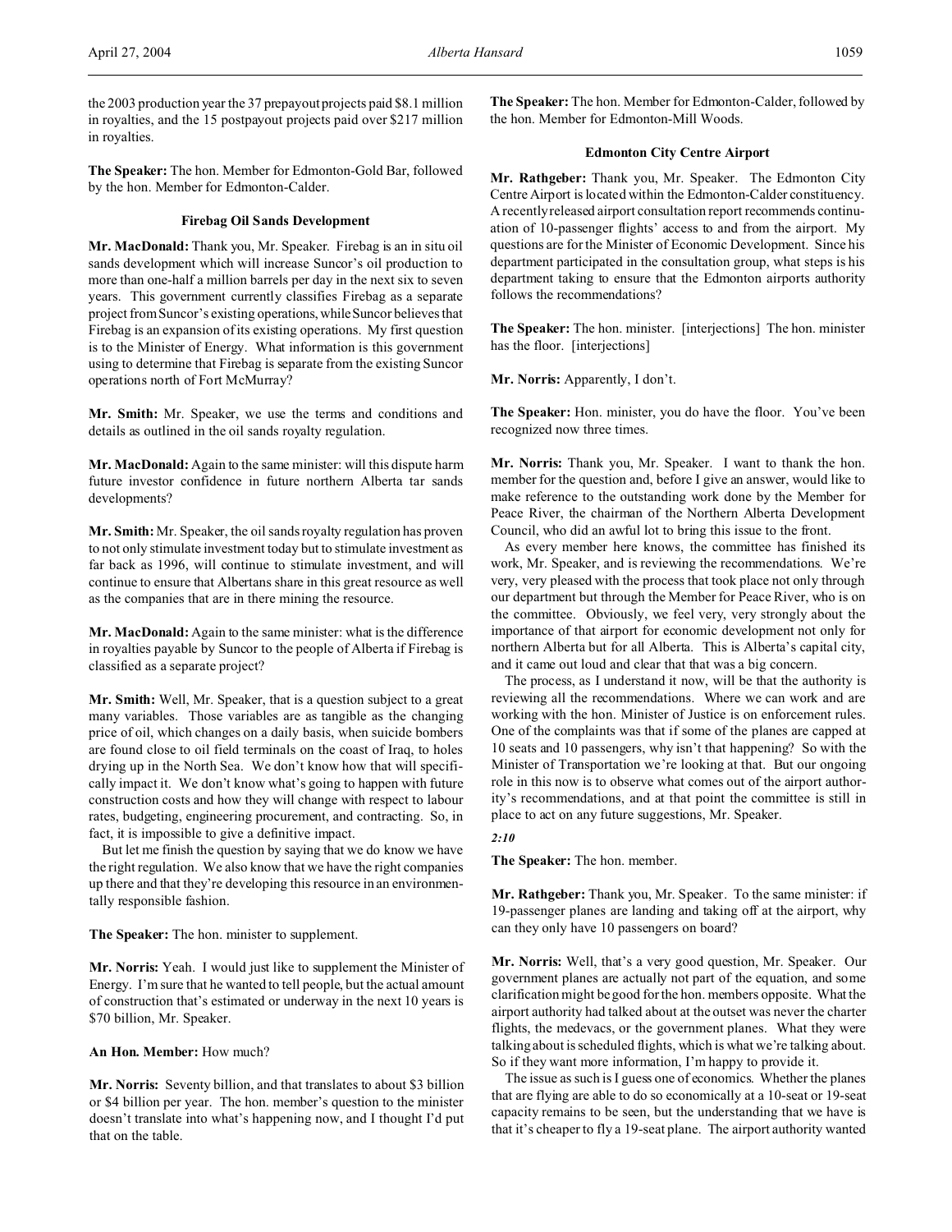the 2003 production year the 37 prepayout projects paid $8.1 million in royalties, and the 15 postpayout projects paid over $217 million in royalties.

**The Speaker:** The hon. Member for Edmonton-Gold Bar, followed by the hon. Member for Edmonton-Calder.

### Firebag Oil Sands Development

**Mr. MacDonald:** Thank you, Mr. Speaker. Firebag is an in situ oil sands development which will increase Suncor's oil production to more than one-half a million barrels per day in the next six to seven years. This government currently classifies Firebag as a separate project from Suncor's existing operations, while Suncor believes that Firebag is an expansion of its existing operations. My first question is to the Minister of Energy. What information is this government using to determine that Firebag is separate from the existing Suncor operations north of Fort McMurray?

**Mr. Smith:** Mr. Speaker, we use the terms and conditions and details as outlined in the oil sands royalty regulation.

**Mr. MacDonald:** Again to the same minister: will this dispute harm future investor confidence in future northern Alberta tar sands developments?

**Mr. Smith:** Mr. Speaker, the oil sands royalty regulation has proven to not only stimulate investment today but to stimulate investment as far back as 1996, will continue to stimulate investment, and will continue to ensure that Albertans share in this great resource as well as the companies that are in there mining the resource.

**Mr. MacDonald:** Again to the same minister: what is the difference in royalties payable by Suncor to the people of Alberta if Firebag is classified as a separate project?

**Mr. Smith:** Well, Mr. Speaker, that is a question subject to a great many variables. Those variables are as tangible as the changing price of oil, which changes on a daily basis, when suicide bombers are found close to oil field terminals on the coast of Iraq, to holes drying up in the North Sea. We don't know how that will specifically impact it. We don't know what's going to happen with future construction costs and how they will change with respect to labour rates, budgeting, engineering procurement, and contracting. So, in fact, it is impossible to give a definitive impact.

But let me finish the question by saying that we do know we have the right regulation. We also know that we have the right companies up there and that they're developing this resource in an environmentally responsible fashion.

**The Speaker:** The hon. minister to supplement.

**Mr. Norris:** Yeah. I would just like to supplement the Minister of Energy. I'm sure that he wanted to tell people, but the actual amount of construction that's estimated or underway in the next 10 years is $70 billion, Mr. Speaker.

**An Hon. Member:** How much?

**Mr. Norris:** Seventy billion, and that translates to about $3 billion or $4 billion per year. The hon. member's question to the minister doesn't translate into what's happening now, and I thought I'd put that on the table.

**The Speaker:** The hon. Member for Edmonton-Calder, followed by the hon. Member for Edmonton-Mill Woods.

### Edmonton City Centre Airport

**Mr. Rathgeber:** Thank you, Mr. Speaker. The Edmonton City Centre Airport is located within the Edmonton-Calder constituency. A recently released airport consultation report recommends continuation of 10-passenger flights' access to and from the airport. My questions are for the Minister of Economic Development. Since his department participated in the consultation group, what steps is his department taking to ensure that the Edmonton airports authority follows the recommendations?

**The Speaker:** The hon. minister. [interjections] The hon. minister has the floor. [interjections]

**Mr. Norris:** Apparently, I don't.

**The Speaker:** Hon. minister, you do have the floor. You've been recognized now three times.

**Mr. Norris:** Thank you, Mr. Speaker. I want to thank the hon. member for the question and, before I give an answer, would like to make reference to the outstanding work done by the Member for Peace River, the chairman of the Northern Alberta Development Council, who did an awful lot to bring this issue to the front.

As every member here knows, the committee has finished its work, Mr. Speaker, and is reviewing the recommendations. We're very, very pleased with the process that took place not only through our department but through the Member for Peace River, who is on the committee. Obviously, we feel very, very strongly about the importance of that airport for economic development not only for northern Alberta but for all Alberta. This is Alberta's capital city, and it came out loud and clear that that was a big concern.

The process, as I understand it now, will be that the authority is reviewing all the recommendations. Where we can work and are working with the hon. Minister of Justice is on enforcement rules. One of the complaints was that if some of the planes are capped at 10 seats and 10 passengers, why isn't that happening? So with the Minister of Transportation we're looking at that. But our ongoing role in this now is to observe what comes out of the airport authority's recommendations, and at that point the committee is still in place to act on any future suggestions, Mr. Speaker.

*2:10*

**The Speaker:** The hon. member.

**Mr. Rathgeber:** Thank you, Mr. Speaker. To the same minister: if 19-passenger planes are landing and taking off at the airport, why can they only have 10 passengers on board?

**Mr. Norris:** Well, that's a very good question, Mr. Speaker. Our government planes are actually not part of the equation, and some clarification might be good for the hon. members opposite. What the airport authority had talked about at the outset was never the charter flights, the medevacs, or the government planes. What they were talking about is scheduled flights, which is what we're talking about. So if they want more information, I'm happy to provide it.

The issue as such is I guess one of economics. Whether the planes that are flying are able to do so economically at a 10-seat or 19-seat capacity remains to be seen, but the understanding that we have is that it's cheaper to fly a 19-seat plane. The airport authority wanted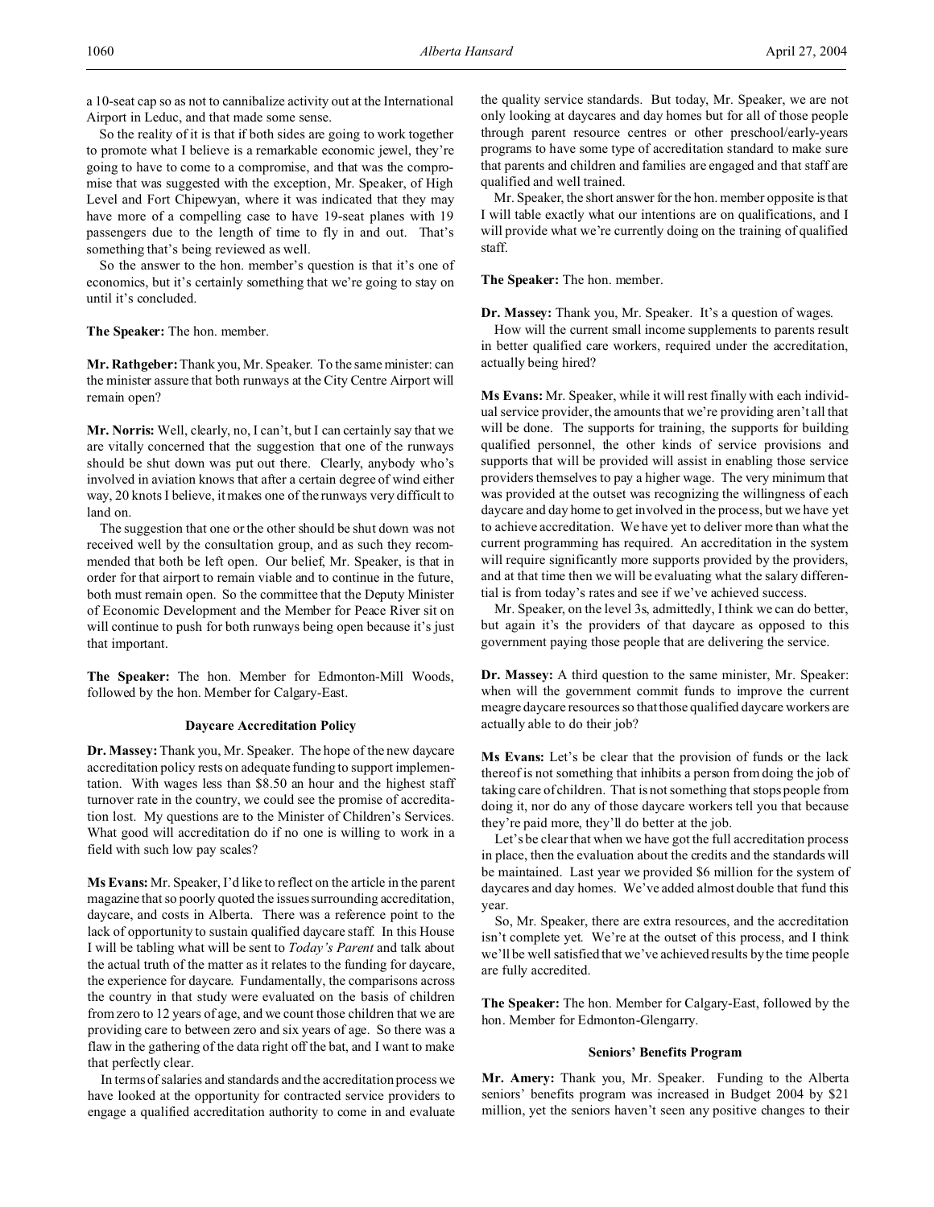a 10-seat cap so as not to cannibalize activity out at the International Airport in Leduc, and that made some sense.

So the reality of it is that if both sides are going to work together to promote what I believe is a remarkable economic jewel, they're going to have to come to a compromise, and that was the compromise that was suggested with the exception, Mr. Speaker, of High Level and Fort Chipewyan, where it was indicated that they may have more of a compelling case to have 19-seat planes with 19 passengers due to the length of time to fly in and out. That's something that's being reviewed as well.

So the answer to the hon. member's question is that it's one of economics, but it's certainly something that we're going to stay on until it's concluded.

**The Speaker:** The hon. member.

**Mr. Rathgeber:** Thank you, Mr. Speaker. To the same minister: can the minister assure that both runways at the City Centre Airport will remain open?

**Mr. Norris:** Well, clearly, no, I can't, but I can certainly say that we are vitally concerned that the suggestion that one of the runways should be shut down was put out there. Clearly, anybody who's involved in aviation knows that after a certain degree of wind either way, 20 knots I believe, it makes one of the runways very difficult to land on.

The suggestion that one or the other should be shut down was not received well by the consultation group, and as such they recommended that both be left open. Our belief, Mr. Speaker, is that in order for that airport to remain viable and to continue in the future, both must remain open. So the committee that the Deputy Minister of Economic Development and the Member for Peace River sit on will continue to push for both runways being open because it's just that important.

**The Speaker:** The hon. Member for Edmonton-Mill Woods, followed by the hon. Member for Calgary-East.

### Daycare Accreditation Policy

**Dr. Massey:** Thank you, Mr. Speaker. The hope of the new daycare accreditation policy rests on adequate funding to support implementation. With wages less than $8.50 an hour and the highest staff turnover rate in the country, we could see the promise of accreditation lost. My questions are to the Minister of Children's Services. What good will accreditation do if no one is willing to work in a field with such low pay scales?

**Ms Evans:** Mr. Speaker, I'd like to reflect on the article in the parent magazine that so poorly quoted the issues surrounding accreditation, daycare, and costs in Alberta. There was a reference point to the lack of opportunity to sustain qualified daycare staff. In this House I will be tabling what will be sent to *Today's Parent* and talk about the actual truth of the matter as it relates to the funding for daycare, the experience for daycare. Fundamentally, the comparisons across the country in that study were evaluated on the basis of children from zero to 12 years of age, and we count those children that we are providing care to between zero and six years of age. So there was a flaw in the gathering of the data right off the bat, and I want to make that perfectly clear.

In terms of salaries and standards and the accreditation process we have looked at the opportunity for contracted service providers to engage a qualified accreditation authority to come in and evaluate the quality service standards. But today, Mr. Speaker, we are not only looking at daycares and day homes but for all of those people through parent resource centres or other preschool/early-years programs to have some type of accreditation standard to make sure that parents and children and families are engaged and that staff are qualified and well trained.

Mr. Speaker, the short answer for the hon. member opposite is that I will table exactly what our intentions are on qualifications, and I will provide what we're currently doing on the training of qualified staff.

**The Speaker:** The hon. member.

**Dr. Massey:** Thank you, Mr. Speaker. It's a question of wages.

How will the current small income supplements to parents result in better qualified care workers, required under the accreditation, actually being hired?

**Ms Evans:** Mr. Speaker, while it will rest finally with each individual service provider, the amounts that we're providing aren't all that will be done. The supports for training, the supports for building qualified personnel, the other kinds of service provisions and supports that will be provided will assist in enabling those service providers themselves to pay a higher wage. The very minimum that was provided at the outset was recognizing the willingness of each daycare and day home to get involved in the process, but we have yet to achieve accreditation. We have yet to deliver more than what the current programming has required. An accreditation in the system will require significantly more supports provided by the providers, and at that time then we will be evaluating what the salary differential is from today's rates and see if we've achieved success.

Mr. Speaker, on the level 3s, admittedly, I think we can do better, but again it's the providers of that daycare as opposed to this government paying those people that are delivering the service.

**Dr. Massey:** A third question to the same minister, Mr. Speaker: when will the government commit funds to improve the current meagre daycare resources so that those qualified daycare workers are actually able to do their job?

**Ms Evans:** Let's be clear that the provision of funds or the lack thereof is not something that inhibits a person from doing the job of taking care of children. That is not something that stops people from doing it, nor do any of those daycare workers tell you that because they're paid more, they'll do better at the job.

Let's be clear that when we have got the full accreditation process in place, then the evaluation about the credits and the standards will be maintained. Last year we provided $6 million for the system of daycares and day homes. We've added almost double that fund this year.

So, Mr. Speaker, there are extra resources, and the accreditation isn't complete yet. We're at the outset of this process, and I think we'll be well satisfied that we've achieved results by the time people are fully accredited.

**The Speaker:** The hon. Member for Calgary-East, followed by the hon. Member for Edmonton-Glengarry.

### Seniors' Benefits Program

**Mr. Amery:** Thank you, Mr. Speaker. Funding to the Alberta seniors' benefits program was increased in Budget 2004 by $21 million, yet the seniors haven't seen any positive changes to their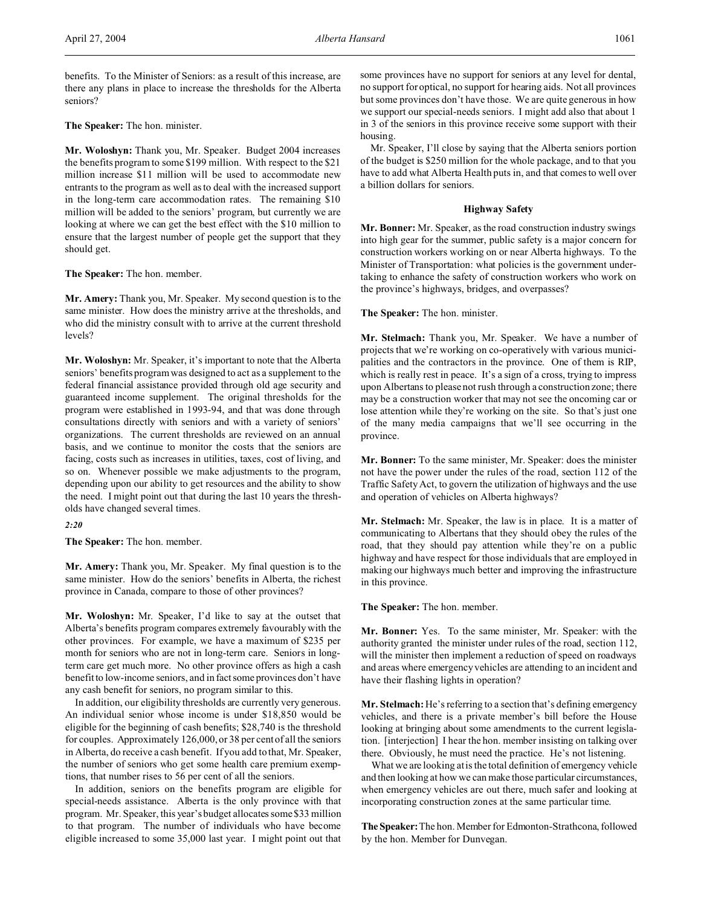benefits. To the Minister of Seniors: as a result of this increase, are there any plans in place to increase the thresholds for the Alberta seniors?

**The Speaker:** The hon. minister.

**Mr. Woloshyn:** Thank you, Mr. Speaker. Budget 2004 increases the benefits program to some $199 million. With respect to the $21 million increase $11 million will be used to accommodate new entrants to the program as well as to deal with the increased support in the long-term care accommodation rates. The remaining $10 million will be added to the seniors' program, but currently we are looking at where we can get the best effect with the $10 million to ensure that the largest number of people get the support that they should get.

**The Speaker:** The hon. member.

**Mr. Amery:** Thank you, Mr. Speaker. My second question is to the same minister. How does the ministry arrive at the thresholds, and who did the ministry consult with to arrive at the current threshold levels?

**Mr. Woloshyn:** Mr. Speaker, it's important to note that the Alberta seniors' benefits program was designed to act as a supplement to the federal financial assistance provided through old age security and guaranteed income supplement. The original thresholds for the program were established in 1993-94, and that was done through consultations directly with seniors and with a variety of seniors' organizations. The current thresholds are reviewed on an annual basis, and we continue to monitor the costs that the seniors are facing, costs such as increases in utilities, taxes, cost of living, and so on. Whenever possible we make adjustments to the program, depending upon our ability to get resources and the ability to show the need. I might point out that during the last 10 years the thresholds have changed several times.

*2:20*

**The Speaker:** The hon. member.

**Mr. Amery:** Thank you, Mr. Speaker. My final question is to the same minister. How do the seniors' benefits in Alberta, the richest province in Canada, compare to those of other provinces?

**Mr. Woloshyn:** Mr. Speaker, I'd like to say at the outset that Alberta's benefits program compares extremely favourably with the other provinces. For example, we have a maximum of $235 per month for seniors who are not in long-term care. Seniors in long-term care get much more. No other province offers as high a cash benefit to low-income seniors, and in fact some provinces don't have any cash benefit for seniors, no program similar to this.

In addition, our eligibility thresholds are currently very generous. An individual senior whose income is under $18,850 would be eligible for the beginning of cash benefits; $28,740 is the threshold for couples. Approximately 126,000, or 38 per cent of all the seniors in Alberta, do receive a cash benefit. If you add to that, Mr. Speaker, the number of seniors who get some health care premium exemptions, that number rises to 56 per cent of all the seniors.

In addition, seniors on the benefits program are eligible for special-needs assistance. Alberta is the only province with that program. Mr. Speaker, this year's budget allocates some $33 million to that program. The number of individuals who have become eligible increased to some 35,000 last year. I might point out that some provinces have no support for seniors at any level for dental, no support for optical, no support for hearing aids. Not all provinces but some provinces don't have those. We are quite generous in how we support our special-needs seniors. I might add also that about 1 in 3 of the seniors in this province receive some support with their housing.

Mr. Speaker, I'll close by saying that the Alberta seniors portion of the budget is $250 million for the whole package, and to that you have to add what Alberta Health puts in, and that comes to well over a billion dollars for seniors.

### Highway Safety

**Mr. Bonner:** Mr. Speaker, as the road construction industry swings into high gear for the summer, public safety is a major concern for construction workers working on or near Alberta highways. To the Minister of Transportation: what policies is the government undertaking to enhance the safety of construction workers who work on the province's highways, bridges, and overpasses?

**The Speaker:** The hon. minister.

**Mr. Stelmach:** Thank you, Mr. Speaker. We have a number of projects that we're working on co-operatively with various municipalities and the contractors in the province. One of them is RIP, which is really rest in peace. It's a sign of a cross, trying to impress upon Albertans to please not rush through a construction zone; there may be a construction worker that may not see the oncoming car or lose attention while they're working on the site. So that's just one of the many media campaigns that we'll see occurring in the province.

**Mr. Bonner:** To the same minister, Mr. Speaker: does the minister not have the power under the rules of the road, section 112 of the Traffic Safety Act, to govern the utilization of highways and the use and operation of vehicles on Alberta highways?

**Mr. Stelmach:** Mr. Speaker, the law is in place. It is a matter of communicating to Albertans that they should obey the rules of the road, that they should pay attention while they're on a public highway and have respect for those individuals that are employed in making our highways much better and improving the infrastructure in this province.

**The Speaker:** The hon. member.

**Mr. Bonner:** Yes. To the same minister, Mr. Speaker: with the authority granted the minister under rules of the road, section 112, will the minister then implement a reduction of speed on roadways and areas where emergency vehicles are attending to an incident and have their flashing lights in operation?

**Mr. Stelmach:** He's referring to a section that's defining emergency vehicles, and there is a private member's bill before the House looking at bringing about some amendments to the current legislation. [interjection] I hear the hon. member insisting on talking over there. Obviously, he must need the practice. He's not listening.

What we are looking at is the total definition of emergency vehicle and then looking at how we can make those particular circumstances, when emergency vehicles are out there, much safer and looking at incorporating construction zones at the same particular time.

**The Speaker:** The hon. Member for Edmonton-Strathcona, followed by the hon. Member for Dunvegan.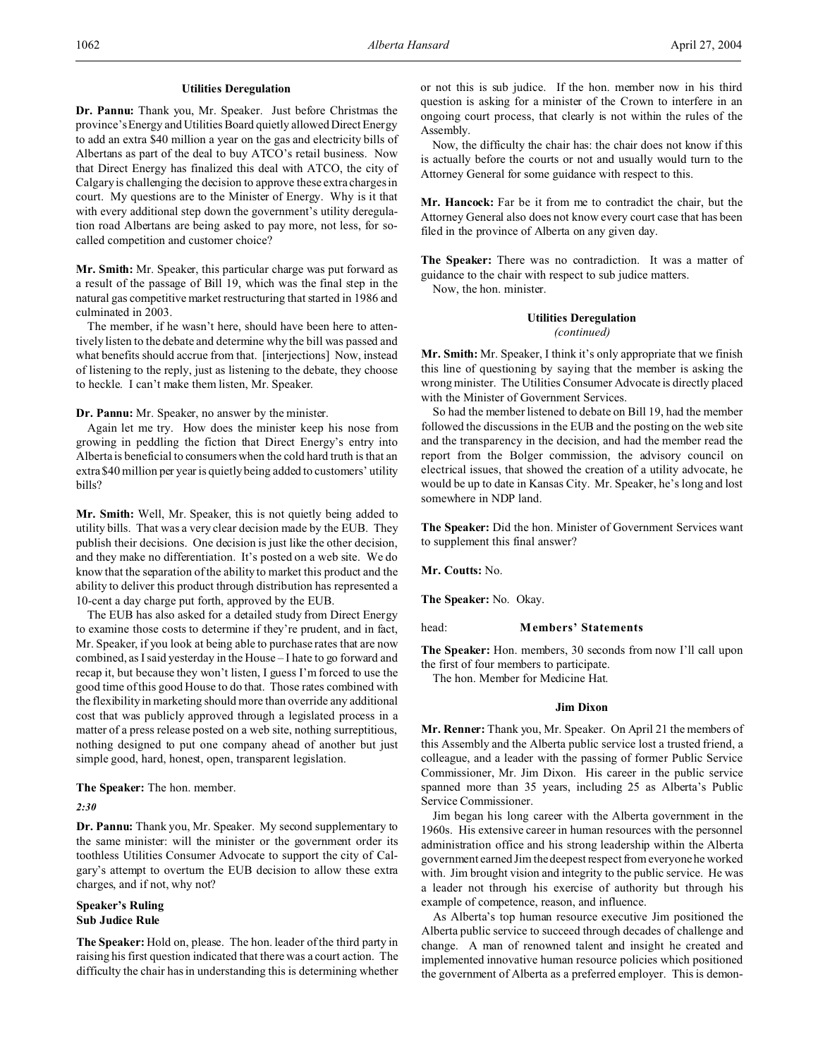### Utilities Deregulation

**Dr. Pannu:** Thank you, Mr. Speaker. Just before Christmas the province's Energy and Utilities Board quietly allowed Direct Energy to add an extra $40 million a year on the gas and electricity bills of Albertans as part of the deal to buy ATCO's retail business. Now that Direct Energy has finalized this deal with ATCO, the city of Calgary is challenging the decision to approve these extra charges in court. My questions are to the Minister of Energy. Why is it that with every additional step down the government's utility deregulation road Albertans are being asked to pay more, not less, for so-called competition and customer choice?

**Mr. Smith:** Mr. Speaker, this particular charge was put forward as a result of the passage of Bill 19, which was the final step in the natural gas competitive market restructuring that started in 1986 and culminated in 2003.

The member, if he wasn't here, should have been here to attentively listen to the debate and determine why the bill was passed and what benefits should accrue from that. [interjections] Now, instead of listening to the reply, just as listening to the debate, they choose to heckle. I can't make them listen, Mr. Speaker.

**Dr. Pannu:** Mr. Speaker, no answer by the minister.

Again let me try. How does the minister keep his nose from growing in peddling the fiction that Direct Energy's entry into Alberta is beneficial to consumers when the cold hard truth is that an extra $40 million per year is quietly being added to customers' utility bills?

**Mr. Smith:** Well, Mr. Speaker, this is not quietly being added to utility bills. That was a very clear decision made by the EUB. They publish their decisions. One decision is just like the other decision, and they make no differentiation. It's posted on a web site. We do know that the separation of the ability to market this product and the ability to deliver this product through distribution has represented a 10-cent a day charge put forth, approved by the EUB.

The EUB has also asked for a detailed study from Direct Energy to examine those costs to determine if they're prudent, and in fact, Mr. Speaker, if you look at being able to purchase rates that are now combined, as I said yesterday in the House – I hate to go forward and recap it, but because they won't listen, I guess I'm forced to use the good time of this good House to do that. Those rates combined with the flexibility in marketing should more than override any additional cost that was publicly approved through a legislated process in a matter of a press release posted on a web site, nothing surreptitious, nothing designed to put one company ahead of another but just simple good, hard, honest, open, transparent legislation.

**The Speaker:** The hon. member.

*2:30*

**Dr. Pannu:** Thank you, Mr. Speaker. My second supplementary to the same minister: will the minister or the government order its toothless Utilities Consumer Advocate to support the city of Calgary's attempt to overturn the EUB decision to allow these extra charges, and if not, why not?

### Speaker's Ruling
### Sub Judice Rule

**The Speaker:** Hold on, please. The hon. leader of the third party in raising his first question indicated that there was a court action. The difficulty the chair has in understanding this is determining whether or not this is sub judice. If the hon. member now in his third question is asking for a minister of the Crown to interfere in an ongoing court process, that clearly is not within the rules of the Assembly.

Now, the difficulty the chair has: the chair does not know if this is actually before the courts or not and usually would turn to the Attorney General for some guidance with respect to this.

**Mr. Hancock:** Far be it from me to contradict the chair, but the Attorney General also does not know every court case that has been filed in the province of Alberta on any given day.

**The Speaker:** There was no contradiction. It was a matter of guidance to the chair with respect to sub judice matters.

Now, the hon. minister.

### Utilities Deregulation
*(continued)*

**Mr. Smith:** Mr. Speaker, I think it's only appropriate that we finish this line of questioning by saying that the member is asking the wrong minister. The Utilities Consumer Advocate is directly placed with the Minister of Government Services.

So had the member listened to debate on Bill 19, had the member followed the discussions in the EUB and the posting on the web site and the transparency in the decision, and had the member read the report from the Bolger commission, the advisory council on electrical issues, that showed the creation of a utility advocate, he would be up to date in Kansas City. Mr. Speaker, he's long and lost somewhere in NDP land.

**The Speaker:** Did the hon. Minister of Government Services want to supplement this final answer?

**Mr. Coutts:** No.

**The Speaker:** No. Okay.

head: **Members' Statements**

**The Speaker:** Hon. members, 30 seconds from now I'll call upon the first of four members to participate.

The hon. Member for Medicine Hat.

### Jim Dixon

**Mr. Renner:** Thank you, Mr. Speaker. On April 21 the members of this Assembly and the Alberta public service lost a trusted friend, a colleague, and a leader with the passing of former Public Service Commissioner, Mr. Jim Dixon. His career in the public service spanned more than 35 years, including 25 as Alberta's Public Service Commissioner.

Jim began his long career with the Alberta government in the 1960s. His extensive career in human resources with the personnel administration office and his strong leadership within the Alberta government earned Jim the deepest respect from everyone he worked with. Jim brought vision and integrity to the public service. He was a leader not through his exercise of authority but through his example of competence, reason, and influence.

As Alberta's top human resource executive Jim positioned the Alberta public service to succeed through decades of challenge and change. A man of renowned talent and insight he created and implemented innovative human resource policies which positioned the government of Alberta as a preferred employer. This is demon-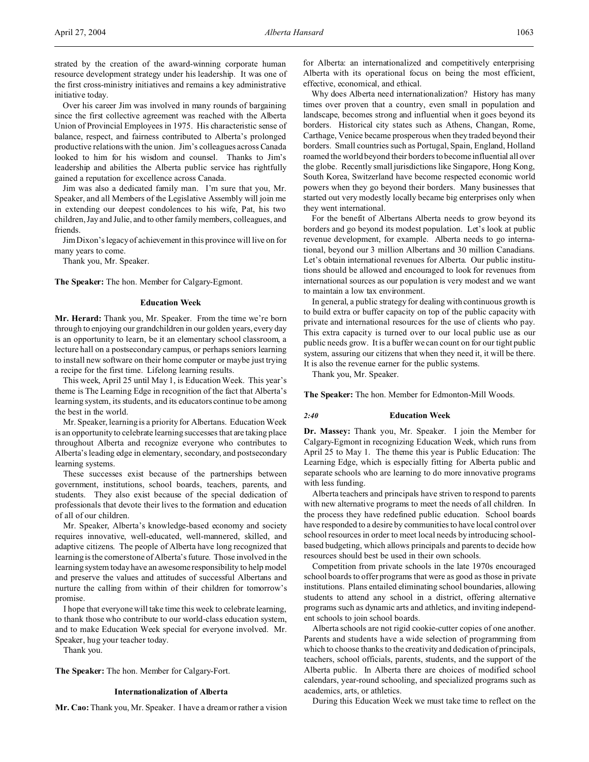strated by the creation of the award-winning corporate human resource development strategy under his leadership. It was one of the first cross-ministry initiatives and remains a key administrative initiative today.

Over his career Jim was involved in many rounds of bargaining since the first collective agreement was reached with the Alberta Union of Provincial Employees in 1975. His characteristic sense of balance, respect, and fairness contributed to Alberta's prolonged productive relations with the union. Jim's colleagues across Canada looked to him for his wisdom and counsel. Thanks to Jim's leadership and abilities the Alberta public service has rightfully gained a reputation for excellence across Canada.

Jim was also a dedicated family man. I'm sure that you, Mr. Speaker, and all Members of the Legislative Assembly will join me in extending our deepest condolences to his wife, Pat, his two children, Jay and Julie, and to other family members, colleagues, and friends.

Jim Dixon's legacy of achievement in this province will live on for many years to come.

Thank you, Mr. Speaker.

**The Speaker:** The hon. Member for Calgary-Egmont.

### Education Week

**Mr. Herard:** Thank you, Mr. Speaker. From the time we're born through to enjoying our grandchildren in our golden years, every day is an opportunity to learn, be it an elementary school classroom, a lecture hall on a postsecondary campus, or perhaps seniors learning to install new software on their home computer or maybe just trying a recipe for the first time. Lifelong learning results.

This week, April 25 until May 1, is Education Week. This year's theme is The Learning Edge in recognition of the fact that Alberta's learning system, its students, and its educators continue to be among the best in the world.

Mr. Speaker, learning is a priority for Albertans. Education Week is an opportunity to celebrate learning successes that are taking place throughout Alberta and recognize everyone who contributes to Alberta's leading edge in elementary, secondary, and postsecondary learning systems.

These successes exist because of the partnerships between government, institutions, school boards, teachers, parents, and students. They also exist because of the special dedication of professionals that devote their lives to the formation and education of all of our children.

Mr. Speaker, Alberta's knowledge-based economy and society requires innovative, well-educated, well-mannered, skilled, and adaptive citizens. The people of Alberta have long recognized that learning is the cornerstone of Alberta's future. Those involved in the learning system today have an awesome responsibility to help model and preserve the values and attitudes of successful Albertans and nurture the calling from within of their children for tomorrow's promise.

I hope that everyone will take time this week to celebrate learning, to thank those who contribute to our world-class education system, and to make Education Week special for everyone involved. Mr. Speaker, hug your teacher today.

Thank you.

**The Speaker:** The hon. Member for Calgary-Fort.

### Internationalization of Alberta

**Mr. Cao:** Thank you, Mr. Speaker. I have a dream or rather a vision for Alberta: an internationalized and competitively enterprising Alberta with its operational focus on being the most efficient, effective, economical, and ethical.

Why does Alberta need internationalization? History has many times over proven that a country, even small in population and landscape, becomes strong and influential when it goes beyond its borders. Historical city states such as Athens, Changan, Rome, Carthage, Venice became prosperous when they traded beyond their borders. Small countries such as Portugal, Spain, England, Holland roamed the world beyond their borders to become influential all over the globe. Recently small jurisdictions like Singapore, Hong Kong, South Korea, Switzerland have become respected economic world powers when they go beyond their borders. Many businesses that started out very modestly locally became big enterprises only when they went international.

For the benefit of Albertans Alberta needs to grow beyond its borders and go beyond its modest population. Let's look at public revenue development, for example. Alberta needs to go international, beyond our 3 million Albertans and 30 million Canadians. Let's obtain international revenues for Alberta. Our public institutions should be allowed and encouraged to look for revenues from international sources as our population is very modest and we want to maintain a low tax environment.

In general, a public strategy for dealing with continuous growth is to build extra or buffer capacity on top of the public capacity with private and international resources for the use of clients who pay. This extra capacity is turned over to our local public use as our public needs grow. It is a buffer we can count on for our tight public system, assuring our citizens that when they need it, it will be there. It is also the revenue earner for the public systems.

Thank you, Mr. Speaker.

**The Speaker:** The hon. Member for Edmonton-Mill Woods.

*2:40*

### Education Week

**Dr. Massey:** Thank you, Mr. Speaker. I join the Member for Calgary-Egmont in recognizing Education Week, which runs from April 25 to May 1. The theme this year is Public Education: The Learning Edge, which is especially fitting for Alberta public and separate schools who are learning to do more innovative programs with less funding.

Alberta teachers and principals have striven to respond to parents with new alternative programs to meet the needs of all children. In the process they have redefined public education. School boards have responded to a desire by communities to have local control over school resources in order to meet local needs by introducing school-based budgeting, which allows principals and parents to decide how resources should best be used in their own schools.

Competition from private schools in the late 1970s encouraged school boards to offer programs that were as good as those in private institutions. Plans entailed eliminating school boundaries, allowing students to attend any school in a district, offering alternative programs such as dynamic arts and athletics, and inviting independent schools to join school boards.

Alberta schools are not rigid cookie-cutter copies of one another. Parents and students have a wide selection of programming from which to choose thanks to the creativity and dedication of principals, teachers, school officials, parents, students, and the support of the Alberta public. In Alberta there are choices of modified school calendars, year-round schooling, and specialized programs such as academics, arts, or athletics.

During this Education Week we must take time to reflect on the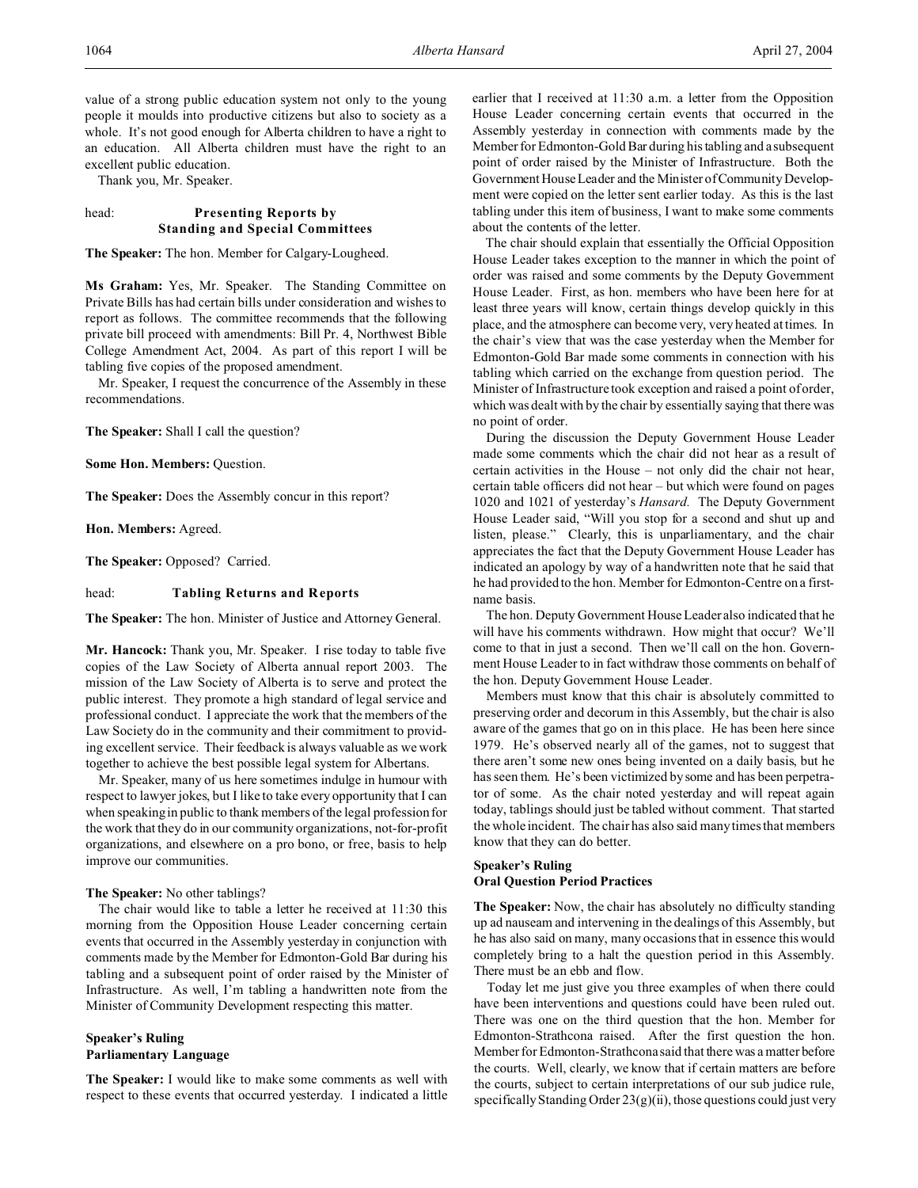value of a strong public education system not only to the young people it moulds into productive citizens but also to society as a whole. It's not good enough for Alberta children to have a right to an education. All Alberta children must have the right to an excellent public education.

Thank you, Mr. Speaker.

head: **Presenting Reports by Standing and Special Committees**

**The Speaker:** The hon. Member for Calgary-Lougheed.

**Ms Graham:** Yes, Mr. Speaker. The Standing Committee on Private Bills has had certain bills under consideration and wishes to report as follows. The committee recommends that the following private bill proceed with amendments: Bill Pr. 4, Northwest Bible College Amendment Act, 2004. As part of this report I will be tabling five copies of the proposed amendment.

Mr. Speaker, I request the concurrence of the Assembly in these recommendations.

**The Speaker:** Shall I call the question?

**Some Hon. Members:** Question.

**The Speaker:** Does the Assembly concur in this report?

**Hon. Members:** Agreed.

**The Speaker:** Opposed? Carried.

head: **Tabling Returns and Reports**

**The Speaker:** The hon. Minister of Justice and Attorney General.

**Mr. Hancock:** Thank you, Mr. Speaker. I rise today to table five copies of the Law Society of Alberta annual report 2003. The mission of the Law Society of Alberta is to serve and protect the public interest. They promote a high standard of legal service and professional conduct. I appreciate the work that the members of the Law Society do in the community and their commitment to providing excellent service. Their feedback is always valuable as we work together to achieve the best possible legal system for Albertans.

Mr. Speaker, many of us here sometimes indulge in humour with respect to lawyer jokes, but I like to take every opportunity that I can when speaking in public to thank members of the legal profession for the work that they do in our community organizations, not-for-profit organizations, and elsewhere on a pro bono, or free, basis to help improve our communities.

**The Speaker:** No other tablings?

The chair would like to table a letter he received at 11:30 this morning from the Opposition House Leader concerning certain events that occurred in the Assembly yesterday in conjunction with comments made by the Member for Edmonton-Gold Bar during his tabling and a subsequent point of order raised by the Minister of Infrastructure. As well, I'm tabling a handwritten note from the Minister of Community Development respecting this matter.

## Speaker's Ruling
## Parliamentary Language

**The Speaker:** I would like to make some comments as well with respect to these events that occurred yesterday. I indicated a little earlier that I received at 11:30 a.m. a letter from the Opposition House Leader concerning certain events that occurred in the Assembly yesterday in connection with comments made by the Member for Edmonton-Gold Bar during his tabling and a subsequent point of order raised by the Minister of Infrastructure. Both the Government House Leader and the Minister of Community Development were copied on the letter sent earlier today. As this is the last tabling under this item of business, I want to make some comments about the contents of the letter.

The chair should explain that essentially the Official Opposition House Leader takes exception to the manner in which the point of order was raised and some comments by the Deputy Government House Leader. First, as hon. members who have been here for at least three years will know, certain things develop quickly in this place, and the atmosphere can become very, very heated at times. In the chair's view that was the case yesterday when the Member for Edmonton-Gold Bar made some comments in connection with his tabling which carried on the exchange from question period. The Minister of Infrastructure took exception and raised a point of order, which was dealt with by the chair by essentially saying that there was no point of order.

During the discussion the Deputy Government House Leader made some comments which the chair did not hear as a result of certain activities in the House – not only did the chair not hear, certain table officers did not hear – but which were found on pages 1020 and 1021 of yesterday's *Hansard.* The Deputy Government House Leader said, "Will you stop for a second and shut up and listen, please." Clearly, this is unparliamentary, and the chair appreciates the fact that the Deputy Government House Leader has indicated an apology by way of a handwritten note that he said that he had provided to the hon. Member for Edmonton-Centre on a first-name basis.

The hon. Deputy Government House Leader also indicated that he will have his comments withdrawn. How might that occur? We'll come to that in just a second. Then we'll call on the hon. Government House Leader to in fact withdraw those comments on behalf of the hon. Deputy Government House Leader.

Members must know that this chair is absolutely committed to preserving order and decorum in this Assembly, but the chair is also aware of the games that go on in this place. He has been here since 1979. He's observed nearly all of the games, not to suggest that there aren't some new ones being invented on a daily basis, but he has seen them. He's been victimized by some and has been perpetrator of some. As the chair noted yesterday and will repeat again today, tablings should just be tabled without comment. That started the whole incident. The chair has also said many times that members know that they can do better.

## Speaker's Ruling
## Oral Question Period Practices

**The Speaker:** Now, the chair has absolutely no difficulty standing up ad nauseam and intervening in the dealings of this Assembly, but he has also said on many, many occasions that in essence this would completely bring to a halt the question period in this Assembly. There must be an ebb and flow.

Today let me just give you three examples of when there could have been interventions and questions could have been ruled out. There was one on the third question that the hon. Member for Edmonton-Strathcona raised. After the first question the hon. Member for Edmonton-Strathcona said that there was a matter before the courts. Well, clearly, we know that if certain matters are before the courts, subject to certain interpretations of our sub judice rule, specifically Standing Order 23(g)(ii), those questions could just very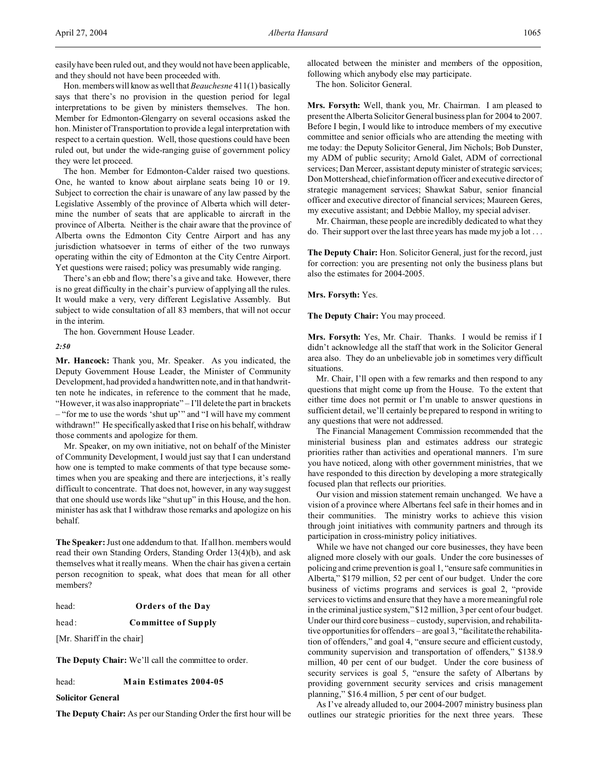easily have been ruled out, and they would not have been applicable, and they should not have been proceeded with.

Hon. members will know as well that *Beauchesne* 411(1) basically says that there's no provision in the question period for legal interpretations to be given by ministers themselves. The hon. Member for Edmonton-Glengarry on several occasions asked the hon. Minister of Transportation to provide a legal interpretation with respect to a certain question. Well, those questions could have been ruled out, but under the wide-ranging guise of government policy they were let proceed.

The hon. Member for Edmonton-Calder raised two questions. One, he wanted to know about airplane seats being 10 or 19. Subject to correction the chair is unaware of any law passed by the Legislative Assembly of the province of Alberta which will determine the number of seats that are applicable to aircraft in the province of Alberta. Neither is the chair aware that the province of Alberta owns the Edmonton City Centre Airport and has any jurisdiction whatsoever in terms of either of the two runways operating within the city of Edmonton at the City Centre Airport. Yet questions were raised; policy was presumably wide ranging.

There's an ebb and flow; there's a give and take. However, there is no great difficulty in the chair's purview of applying all the rules. It would make a very, very different Legislative Assembly. But subject to wide consultation of all 83 members, that will not occur in the interim.

The hon. Government House Leader.

*2:50*

**Mr. Hancock:** Thank you, Mr. Speaker. As you indicated, the Deputy Government House Leader, the Minister of Community Development, had provided a handwritten note, and in that handwritten note he indicates, in reference to the comment that he made, "However, it was also inappropriate" – I'll delete the part in brackets – "for me to use the words 'shut up'" and "I will have my comment withdrawn!" He specifically asked that I rise on his behalf, withdraw those comments and apologize for them.

Mr. Speaker, on my own initiative, not on behalf of the Minister of Community Development, I would just say that I can understand how one is tempted to make comments of that type because sometimes when you are speaking and there are interjections, it's really difficult to concentrate. That does not, however, in any way suggest that one should use words like "shut up" in this House, and the hon. minister has ask that I withdraw those remarks and apologize on his behalf.

**The Speaker:** Just one addendum to that. If all hon. members would read their own Standing Orders, Standing Order 13(4)(b), and ask themselves what it really means. When the chair has given a certain person recognition to speak, what does that mean for all other members?

head: **Orders of the Day**

head: **Committee of Supply**

[Mr. Shariff in the chair]

**The Deputy Chair:** We'll call the committee to order.

head: **Main Estimates 2004-05**

**Solicitor General**

**The Deputy Chair:** As per our Standing Order the first hour will be allocated between the minister and members of the opposition, following which anybody else may participate.

The hon. Solicitor General.

**Mrs. Forsyth:** Well, thank you, Mr. Chairman. I am pleased to present the Alberta Solicitor General business plan for 2004 to 2007. Before I begin, I would like to introduce members of my executive committee and senior officials who are attending the meeting with me today: the Deputy Solicitor General, Jim Nichols; Bob Dunster, my ADM of public security; Arnold Galet, ADM of correctional services; Dan Mercer, assistant deputy minister of strategic services; Don Mottershead, chief information officer and executive director of strategic management services; Shawkat Sabur, senior financial officer and executive director of financial services; Maureen Geres, my executive assistant; and Debbie Malloy, my special adviser.

Mr. Chairman, these people are incredibly dedicated to what they do. Their support over the last three years has made my job a lot . . .

**The Deputy Chair:** Hon. Solicitor General, just for the record, just for correction: you are presenting not only the business plans but also the estimates for 2004-2005.

**Mrs. Forsyth:** Yes.

**The Deputy Chair:** You may proceed.

**Mrs. Forsyth:** Yes, Mr. Chair. Thanks. I would be remiss if I didn't acknowledge all the staff that work in the Solicitor General area also. They do an unbelievable job in sometimes very difficult situations.

Mr. Chair, I'll open with a few remarks and then respond to any questions that might come up from the House. To the extent that either time does not permit or I'm unable to answer questions in sufficient detail, we'll certainly be prepared to respond in writing to any questions that were not addressed.

The Financial Management Commission recommended that the ministerial business plan and estimates address our strategic priorities rather than activities and operational manners. I'm sure you have noticed, along with other government ministries, that we have responded to this direction by developing a more strategically focused plan that reflects our priorities.

Our vision and mission statement remain unchanged. We have a vision of a province where Albertans feel safe in their homes and in their communities. The ministry works to achieve this vision through joint initiatives with community partners and through its participation in cross-ministry policy initiatives.

While we have not changed our core businesses, they have been aligned more closely with our goals. Under the core businesses of policing and crime prevention is goal 1, "ensure safe communities in Alberta," $179 million, 52 per cent of our budget. Under the core business of victims programs and services is goal 2, "provide services to victims and ensure that they have a more meaningful role in the criminal justice system," $12 million, 3 per cent of our budget. Under our third core business – custody, supervision, and rehabilitative opportunities for offenders – are goal 3, "facilitate the rehabilitation of offenders," and goal 4, "ensure secure and efficient custody, community supervision and transportation of offenders," $138.9 million, 40 per cent of our budget. Under the core business of security services is goal 5, "ensure the safety of Albertans by providing government security services and crisis management planning," $16.4 million, 5 per cent of our budget.

As I've already alluded to, our 2004-2007 ministry business plan outlines our strategic priorities for the next three years. These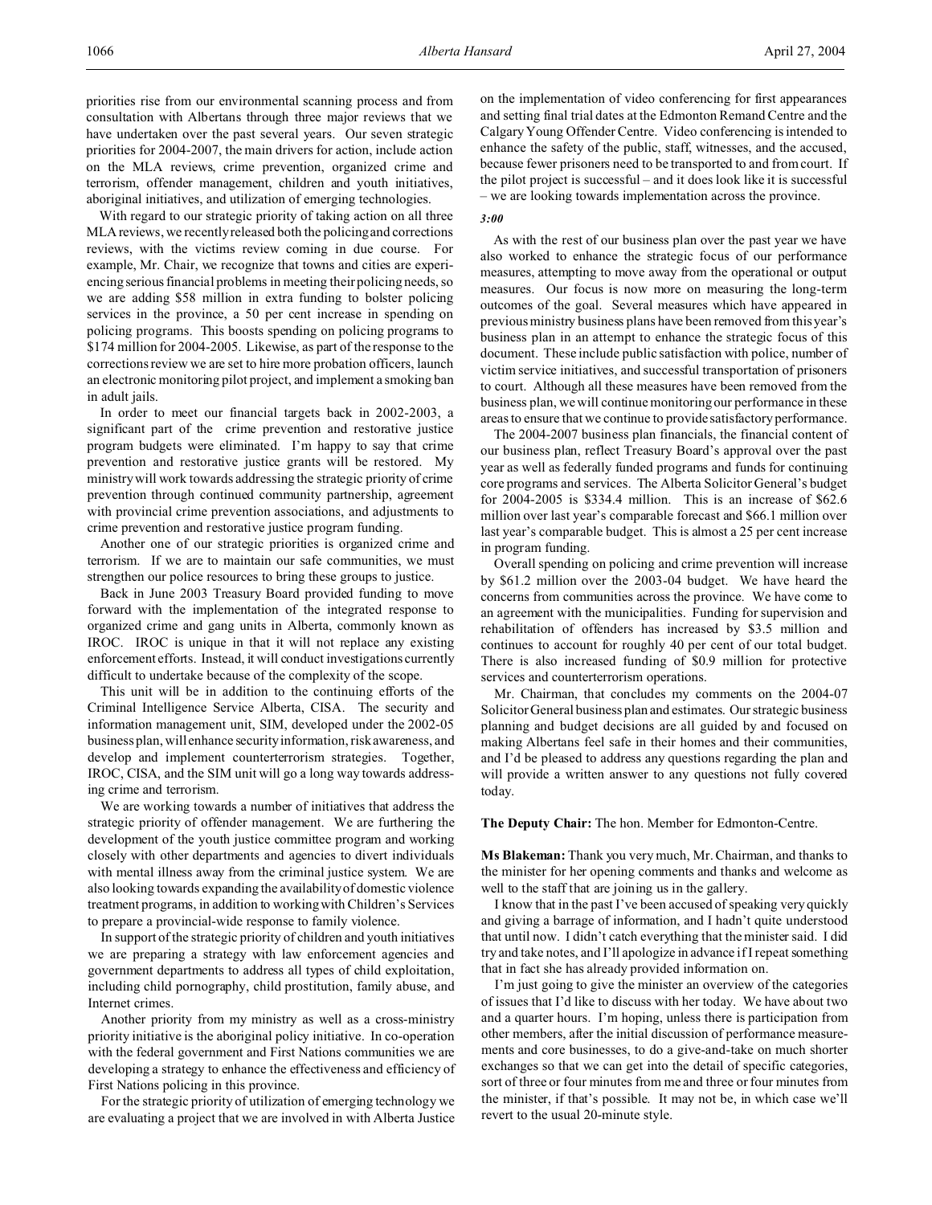priorities rise from our environmental scanning process and from consultation with Albertans through three major reviews that we have undertaken over the past several years. Our seven strategic priorities for 2004-2007, the main drivers for action, include action on the MLA reviews, crime prevention, organized crime and terrorism, offender management, children and youth initiatives, aboriginal initiatives, and utilization of emerging technologies.

With regard to our strategic priority of taking action on all three MLA reviews, we recently released both the policing and corrections reviews, with the victims review coming in due course. For example, Mr. Chair, we recognize that towns and cities are experiencing serious financial problems in meeting their policing needs, so we are adding $58 million in extra funding to bolster policing services in the province, a 50 per cent increase in spending on policing programs. This boosts spending on policing programs to $174 million for 2004-2005. Likewise, as part of the response to the corrections review we are set to hire more probation officers, launch an electronic monitoring pilot project, and implement a smoking ban in adult jails.

In order to meet our financial targets back in 2002-2003, a significant part of the crime prevention and restorative justice program budgets were eliminated. I'm happy to say that crime prevention and restorative justice grants will be restored. My ministry will work towards addressing the strategic priority of crime prevention through continued community partnership, agreement with provincial crime prevention associations, and adjustments to crime prevention and restorative justice program funding.

Another one of our strategic priorities is organized crime and terrorism. If we are to maintain our safe communities, we must strengthen our police resources to bring these groups to justice.

Back in June 2003 Treasury Board provided funding to move forward with the implementation of the integrated response to organized crime and gang units in Alberta, commonly known as IROC. IROC is unique in that it will not replace any existing enforcement efforts. Instead, it will conduct investigations currently difficult to undertake because of the complexity of the scope.

This unit will be in addition to the continuing efforts of the Criminal Intelligence Service Alberta, CISA. The security and information management unit, SIM, developed under the 2002-05 business plan, will enhance security information, risk awareness, and develop and implement counterterrorism strategies. Together, IROC, CISA, and the SIM unit will go a long way towards addressing crime and terrorism.

We are working towards a number of initiatives that address the strategic priority of offender management. We are furthering the development of the youth justice committee program and working closely with other departments and agencies to divert individuals with mental illness away from the criminal justice system. We are also looking towards expanding the availability of domestic violence treatment programs, in addition to working with Children's Services to prepare a provincial-wide response to family violence.

In support of the strategic priority of children and youth initiatives we are preparing a strategy with law enforcement agencies and government departments to address all types of child exploitation, including child pornography, child prostitution, family abuse, and Internet crimes.

Another priority from my ministry as well as a cross-ministry priority initiative is the aboriginal policy initiative. In co-operation with the federal government and First Nations communities we are developing a strategy to enhance the effectiveness and efficiency of First Nations policing in this province.

For the strategic priority of utilization of emerging technology we are evaluating a project that we are involved in with Alberta Justice on the implementation of video conferencing for first appearances and setting final trial dates at the Edmonton Remand Centre and the Calgary Young Offender Centre. Video conferencing is intended to enhance the safety of the public, staff, witnesses, and the accused, because fewer prisoners need to be transported to and from court. If the pilot project is successful – and it does look like it is successful – we are looking towards implementation across the province.

*3:00*

As with the rest of our business plan over the past year we have also worked to enhance the strategic focus of our performance measures, attempting to move away from the operational or output measures. Our focus is now more on measuring the long-term outcomes of the goal. Several measures which have appeared in previous ministry business plans have been removed from this year's business plan in an attempt to enhance the strategic focus of this document. These include public satisfaction with police, number of victim service initiatives, and successful transportation of prisoners to court. Although all these measures have been removed from the business plan, we will continue monitoring our performance in these areas to ensure that we continue to provide satisfactory performance.

The 2004-2007 business plan financials, the financial content of our business plan, reflect Treasury Board's approval over the past year as well as federally funded programs and funds for continuing core programs and services. The Alberta Solicitor General's budget for 2004-2005 is $334.4 million. This is an increase of $62.6 million over last year's comparable forecast and $66.1 million over last year's comparable budget. This is almost a 25 per cent increase in program funding.

Overall spending on policing and crime prevention will increase by $61.2 million over the 2003-04 budget. We have heard the concerns from communities across the province. We have come to an agreement with the municipalities. Funding for supervision and rehabilitation of offenders has increased by $3.5 million and continues to account for roughly 40 per cent of our total budget. There is also increased funding of $0.9 million for protective services and counterterrorism operations.

Mr. Chairman, that concludes my comments on the 2004-07 Solicitor General business plan and estimates. Our strategic business planning and budget decisions are all guided by and focused on making Albertans feel safe in their homes and their communities, and I'd be pleased to address any questions regarding the plan and will provide a written answer to any questions not fully covered today.

**The Deputy Chair:** The hon. Member for Edmonton-Centre.

**Ms Blakeman:** Thank you very much, Mr. Chairman, and thanks to the minister for her opening comments and thanks and welcome as well to the staff that are joining us in the gallery.

I know that in the past I've been accused of speaking very quickly and giving a barrage of information, and I hadn't quite understood that until now. I didn't catch everything that the minister said. I did try and take notes, and I'll apologize in advance if I repeat something that in fact she has already provided information on.

I'm just going to give the minister an overview of the categories of issues that I'd like to discuss with her today. We have about two and a quarter hours. I'm hoping, unless there is participation from other members, after the initial discussion of performance measurements and core businesses, to do a give-and-take on much shorter exchanges so that we can get into the detail of specific categories, sort of three or four minutes from me and three or four minutes from the minister, if that's possible. It may not be, in which case we'll revert to the usual 20-minute style.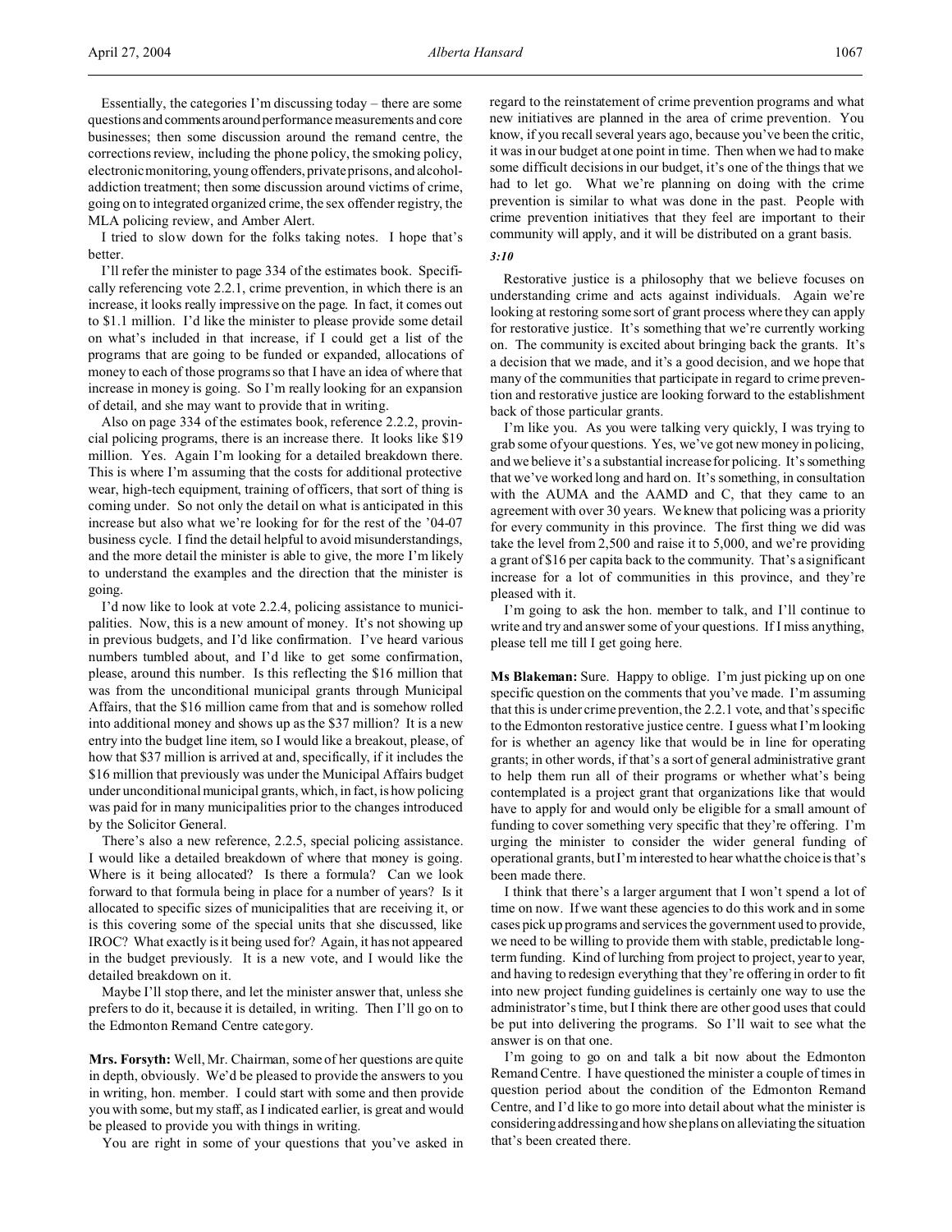Essentially, the categories I'm discussing today – there are some questions and comments around performance measurements and core businesses; then some discussion around the remand centre, the corrections review, including the phone policy, the smoking policy, electronic monitoring, young offenders, private prisons, and alcohol-addiction treatment; then some discussion around victims of crime, going on to integrated organized crime, the sex offender registry, the MLA policing review, and Amber Alert.

I tried to slow down for the folks taking notes. I hope that's better.

I'll refer the minister to page 334 of the estimates book. Specifically referencing vote 2.2.1, crime prevention, in which there is an increase, it looks really impressive on the page. In fact, it comes out to $1.1 million. I'd like the minister to please provide some detail on what's included in that increase, if I could get a list of the programs that are going to be funded or expanded, allocations of money to each of those programs so that I have an idea of where that increase in money is going. So I'm really looking for an expansion of detail, and she may want to provide that in writing.

Also on page 334 of the estimates book, reference 2.2.2, provincial policing programs, there is an increase there. It looks like $19 million. Yes. Again I'm looking for a detailed breakdown there. This is where I'm assuming that the costs for additional protective wear, high-tech equipment, training of officers, that sort of thing is coming under. So not only the detail on what is anticipated in this increase but also what we're looking for for the rest of the '04-07 business cycle. I find the detail helpful to avoid misunderstandings, and the more detail the minister is able to give, the more I'm likely to understand the examples and the direction that the minister is going.

I'd now like to look at vote 2.2.4, policing assistance to municipalities. Now, this is a new amount of money. It's not showing up in previous budgets, and I'd like confirmation. I've heard various numbers tumbled about, and I'd like to get some confirmation, please, around this number. Is this reflecting the $16 million that was from the unconditional municipal grants through Municipal Affairs, that the $16 million came from that and is somehow rolled into additional money and shows up as the $37 million? It is a new entry into the budget line item, so I would like a breakout, please, of how that $37 million is arrived at and, specifically, if it includes the $16 million that previously was under the Municipal Affairs budget under unconditional municipal grants, which, in fact, is how policing was paid for in many municipalities prior to the changes introduced by the Solicitor General.

There's also a new reference, 2.2.5, special policing assistance. I would like a detailed breakdown of where that money is going. Where is it being allocated? Is there a formula? Can we look forward to that formula being in place for a number of years? Is it allocated to specific sizes of municipalities that are receiving it, or is this covering some of the special units that she discussed, like IROC? What exactly is it being used for? Again, it has not appeared in the budget previously. It is a new vote, and I would like the detailed breakdown on it.

Maybe I'll stop there, and let the minister answer that, unless she prefers to do it, because it is detailed, in writing. Then I'll go on to the Edmonton Remand Centre category.

**Mrs. Forsyth:** Well, Mr. Chairman, some of her questions are quite in depth, obviously. We'd be pleased to provide the answers to you in writing, hon. member. I could start with some and then provide you with some, but my staff, as I indicated earlier, is great and would be pleased to provide you with things in writing.

You are right in some of your questions that you've asked in regard to the reinstatement of crime prevention programs and what new initiatives are planned in the area of crime prevention. You know, if you recall several years ago, because you've been the critic, it was in our budget at one point in time. Then when we had to make some difficult decisions in our budget, it's one of the things that we had to let go. What we're planning on doing with the crime prevention is similar to what was done in the past. People with crime prevention initiatives that they feel are important to their community will apply, and it will be distributed on a grant basis.

*3:10*

Restorative justice is a philosophy that we believe focuses on understanding crime and acts against individuals. Again we're looking at restoring some sort of grant process where they can apply for restorative justice. It's something that we're currently working on. The community is excited about bringing back the grants. It's a decision that we made, and it's a good decision, and we hope that many of the communities that participate in regard to crime prevention and restorative justice are looking forward to the establishment back of those particular grants.

I'm like you. As you were talking very quickly, I was trying to grab some of your questions. Yes, we've got new money in policing, and we believe it's a substantial increase for policing. It's something that we've worked long and hard on. It's something, in consultation with the AUMA and the AAMD and C, that they came to an agreement with over 30 years. We knew that policing was a priority for every community in this province. The first thing we did was take the level from 2,500 and raise it to 5,000, and we're providing a grant of $16 per capita back to the community. That's a significant increase for a lot of communities in this province, and they're pleased with it.

I'm going to ask the hon. member to talk, and I'll continue to write and try and answer some of your questions. If I miss anything, please tell me till I get going here.

**Ms Blakeman:** Sure. Happy to oblige. I'm just picking up on one specific question on the comments that you've made. I'm assuming that this is under crime prevention, the 2.2.1 vote, and that's specific to the Edmonton restorative justice centre. I guess what I'm looking for is whether an agency like that would be in line for operating grants; in other words, if that's a sort of general administrative grant to help them run all of their programs or whether what's being contemplated is a project grant that organizations like that would have to apply for and would only be eligible for a small amount of funding to cover something very specific that they're offering. I'm urging the minister to consider the wider general funding of operational grants, but I'm interested to hear what the choice is that's been made there.

I think that there's a larger argument that I won't spend a lot of time on now. If we want these agencies to do this work and in some cases pick up programs and services the government used to provide, we need to be willing to provide them with stable, predictable long-term funding. Kind of lurching from project to project, year to year, and having to redesign everything that they're offering in order to fit into new project funding guidelines is certainly one way to use the administrator's time, but I think there are other good uses that could be put into delivering the programs. So I'll wait to see what the answer is on that one.

I'm going to go on and talk a bit now about the Edmonton Remand Centre. I have questioned the minister a couple of times in question period about the condition of the Edmonton Remand Centre, and I'd like to go more into detail about what the minister is considering addressing and how she plans on alleviating the situation that's been created there.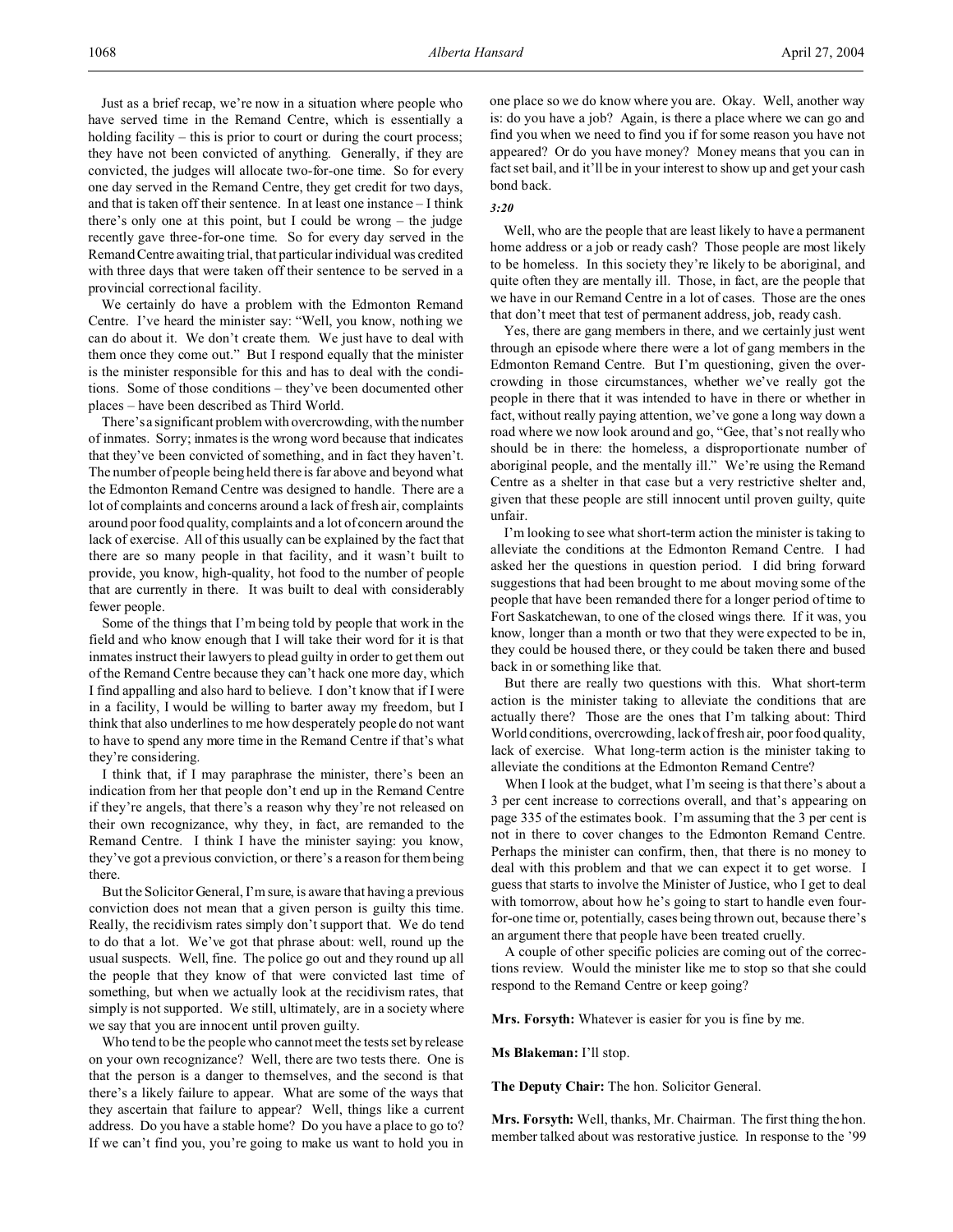Just as a brief recap, we're now in a situation where people who have served time in the Remand Centre, which is essentially a holding facility – this is prior to court or during the court process; they have not been convicted of anything. Generally, if they are convicted, the judges will allocate two-for-one time. So for every one day served in the Remand Centre, they get credit for two days, and that is taken off their sentence. In at least one instance – I think there's only one at this point, but I could be wrong – the judge recently gave three-for-one time. So for every day served in the Remand Centre awaiting trial, that particular individual was credited with three days that were taken off their sentence to be served in a provincial correctional facility.

We certainly do have a problem with the Edmonton Remand Centre. I've heard the minister say: "Well, you know, nothing we can do about it. We don't create them. We just have to deal with them once they come out." But I respond equally that the minister is the minister responsible for this and has to deal with the conditions. Some of those conditions – they've been documented other places – have been described as Third World.

There's a significant problem with overcrowding, with the number of inmates. Sorry; inmates is the wrong word because that indicates that they've been convicted of something, and in fact they haven't. The number of people being held there is far above and beyond what the Edmonton Remand Centre was designed to handle. There are a lot of complaints and concerns around a lack of fresh air, complaints around poor food quality, complaints and a lot of concern around the lack of exercise. All of this usually can be explained by the fact that there are so many people in that facility, and it wasn't built to provide, you know, high-quality, hot food to the number of people that are currently in there. It was built to deal with considerably fewer people.

Some of the things that I'm being told by people that work in the field and who know enough that I will take their word for it is that inmates instruct their lawyers to plead guilty in order to get them out of the Remand Centre because they can't hack one more day, which I find appalling and also hard to believe. I don't know that if I were in a facility, I would be willing to barter away my freedom, but I think that also underlines to me how desperately people do not want to have to spend any more time in the Remand Centre if that's what they're considering.

I think that, if I may paraphrase the minister, there's been an indication from her that people don't end up in the Remand Centre if they're angels, that there's a reason why they're not released on their own recognizance, why they, in fact, are remanded to the Remand Centre. I think I have the minister saying: you know, they've got a previous conviction, or there's a reason for them being there.

But the Solicitor General, I'm sure, is aware that having a previous conviction does not mean that a given person is guilty this time. Really, the recidivism rates simply don't support that. We do tend to do that a lot. We've got that phrase about: well, round up the usual suspects. Well, fine. The police go out and they round up all the people that they know of that were convicted last time of something, but when we actually look at the recidivism rates, that simply is not supported. We still, ultimately, are in a society where we say that you are innocent until proven guilty.

Who tend to be the people who cannot meet the tests set by release on your own recognizance? Well, there are two tests there. One is that the person is a danger to themselves, and the second is that there's a likely failure to appear. What are some of the ways that they ascertain that failure to appear? Well, things like a current address. Do you have a stable home? Do you have a place to go to? If we can't find you, you're going to make us want to hold you in one place so we do know where you are. Okay. Well, another way is: do you have a job? Again, is there a place where we can go and find you when we need to find you if for some reason you have not appeared? Or do you have money? Money means that you can in fact set bail, and it'll be in your interest to show up and get your cash bond back.

*3:20*

Well, who are the people that are least likely to have a permanent home address or a job or ready cash? Those people are most likely to be homeless. In this society they're likely to be aboriginal, and quite often they are mentally ill. Those, in fact, are the people that we have in our Remand Centre in a lot of cases. Those are the ones that don't meet that test of permanent address, job, ready cash.

Yes, there are gang members in there, and we certainly just went through an episode where there were a lot of gang members in the Edmonton Remand Centre. But I'm questioning, given the overcrowding in those circumstances, whether we've really got the people in there that it was intended to have in there or whether in fact, without really paying attention, we've gone a long way down a road where we now look around and go, "Gee, that's not really who should be in there: the homeless, a disproportionate number of aboriginal people, and the mentally ill." We're using the Remand Centre as a shelter in that case but a very restrictive shelter and, given that these people are still innocent until proven guilty, quite unfair.

I'm looking to see what short-term action the minister is taking to alleviate the conditions at the Edmonton Remand Centre. I had asked her the questions in question period. I did bring forward suggestions that had been brought to me about moving some of the people that have been remanded there for a longer period of time to Fort Saskatchewan, to one of the closed wings there. If it was, you know, longer than a month or two that they were expected to be in, they could be housed there, or they could be taken there and bused back in or something like that.

But there are really two questions with this. What short-term action is the minister taking to alleviate the conditions that are actually there? Those are the ones that I'm talking about: Third World conditions, overcrowding, lack of fresh air, poor food quality, lack of exercise. What long-term action is the minister taking to alleviate the conditions at the Edmonton Remand Centre?

When I look at the budget, what I'm seeing is that there's about a 3 per cent increase to corrections overall, and that's appearing on page 335 of the estimates book. I'm assuming that the 3 per cent is not in there to cover changes to the Edmonton Remand Centre. Perhaps the minister can confirm, then, that there is no money to deal with this problem and that we can expect it to get worse. I guess that starts to involve the Minister of Justice, who I get to deal with tomorrow, about how he's going to start to handle even four-for-one time or, potentially, cases being thrown out, because there's an argument there that people have been treated cruelly.

A couple of other specific policies are coming out of the corrections review. Would the minister like me to stop so that she could respond to the Remand Centre or keep going?

**Mrs. Forsyth:** Whatever is easier for you is fine by me.

**Ms Blakeman:** I'll stop.

**The Deputy Chair:** The hon. Solicitor General.

**Mrs. Forsyth:** Well, thanks, Mr. Chairman. The first thing the hon. member talked about was restorative justice. In response to the '99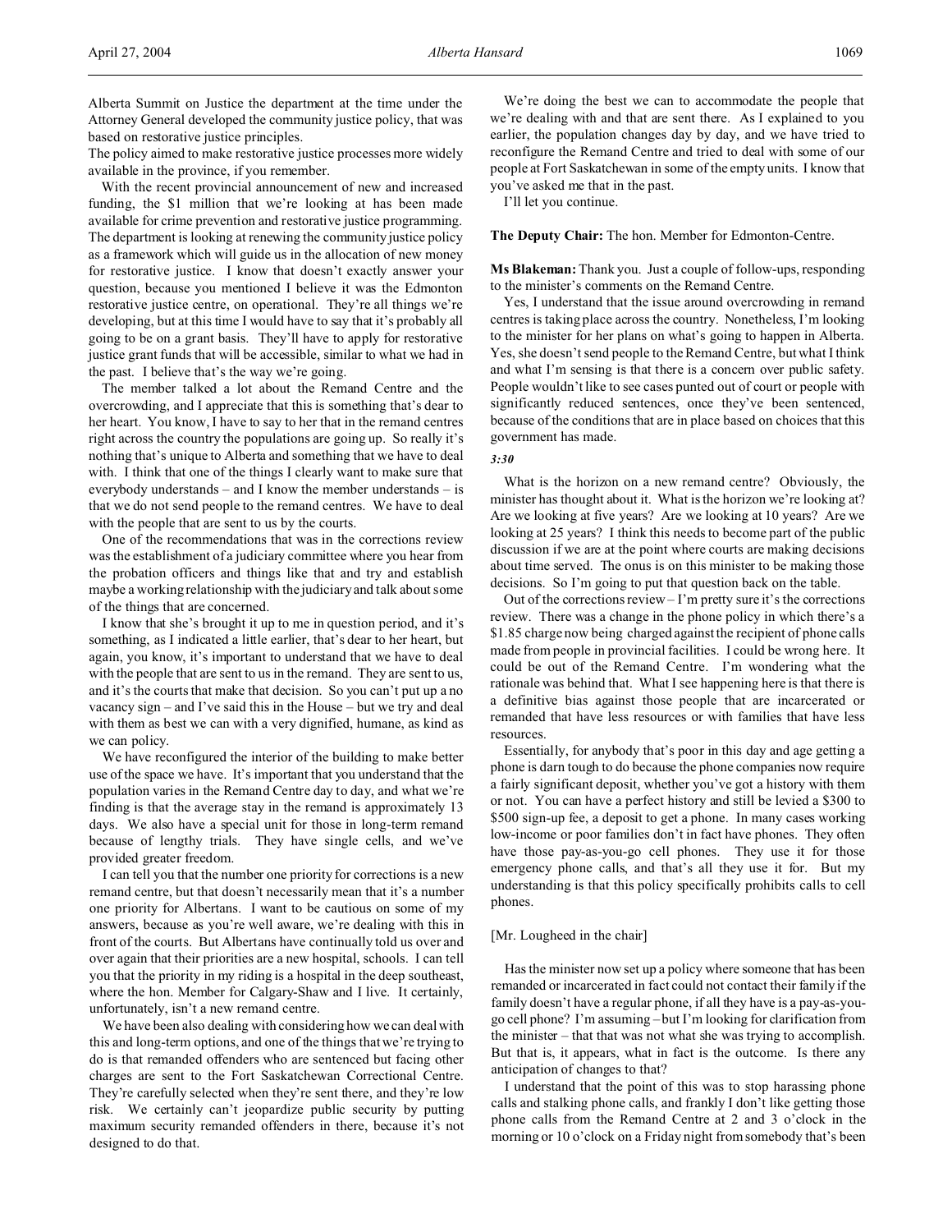Alberta Summit on Justice the department at the time under the Attorney General developed the community justice policy, that was based on restorative justice principles.

The policy aimed to make restorative justice processes more widely available in the province, if you remember.

With the recent provincial announcement of new and increased funding, the $1 million that we're looking at has been made available for crime prevention and restorative justice programming. The department is looking at renewing the community justice policy as a framework which will guide us in the allocation of new money for restorative justice. I know that doesn't exactly answer your question, because you mentioned I believe it was the Edmonton restorative justice centre, on operational. They're all things we're developing, but at this time I would have to say that it's probably all going to be on a grant basis. They'll have to apply for restorative justice grant funds that will be accessible, similar to what we had in the past. I believe that's the way we're going.

The member talked a lot about the Remand Centre and the overcrowding, and I appreciate that this is something that's dear to her heart. You know, I have to say to her that in the remand centres right across the country the populations are going up. So really it's nothing that's unique to Alberta and something that we have to deal with. I think that one of the things I clearly want to make sure that everybody understands – and I know the member understands – is that we do not send people to the remand centres. We have to deal with the people that are sent to us by the courts.

One of the recommendations that was in the corrections review was the establishment of a judiciary committee where you hear from the probation officers and things like that and try and establish maybe a working relationship with the judiciary and talk about some of the things that are concerned.

I know that she's brought it up to me in question period, and it's something, as I indicated a little earlier, that's dear to her heart, but again, you know, it's important to understand that we have to deal with the people that are sent to us in the remand. They are sent to us, and it's the courts that make that decision. So you can't put up a no vacancy sign – and I've said this in the House – but we try and deal with them as best we can with a very dignified, humane, as kind as we can policy.

We have reconfigured the interior of the building to make better use of the space we have. It's important that you understand that the population varies in the Remand Centre day to day, and what we're finding is that the average stay in the remand is approximately 13 days. We also have a special unit for those in long-term remand because of lengthy trials. They have single cells, and we've provided greater freedom.

I can tell you that the number one priority for corrections is a new remand centre, but that doesn't necessarily mean that it's a number one priority for Albertans. I want to be cautious on some of my answers, because as you're well aware, we're dealing with this in front of the courts. But Albertans have continually told us over and over again that their priorities are a new hospital, schools. I can tell you that the priority in my riding is a hospital in the deep southeast, where the hon. Member for Calgary-Shaw and I live. It certainly, unfortunately, isn't a new remand centre.

We have been also dealing with considering how we can deal with this and long-term options, and one of the things that we're trying to do is that remanded offenders who are sentenced but facing other charges are sent to the Fort Saskatchewan Correctional Centre. They're carefully selected when they're sent there, and they're low risk. We certainly can't jeopardize public security by putting maximum security remanded offenders in there, because it's not designed to do that.

We're doing the best we can to accommodate the people that we're dealing with and that are sent there. As I explained to you earlier, the population changes day by day, and we have tried to reconfigure the Remand Centre and tried to deal with some of our people at Fort Saskatchewan in some of the empty units. I know that you've asked me that in the past.

I'll let you continue.

**The Deputy Chair:** The hon. Member for Edmonton-Centre.

**Ms Blakeman:** Thank you. Just a couple of follow-ups, responding to the minister's comments on the Remand Centre.

Yes, I understand that the issue around overcrowding in remand centres is taking place across the country. Nonetheless, I'm looking to the minister for her plans on what's going to happen in Alberta. Yes, she doesn't send people to the Remand Centre, but what I think and what I'm sensing is that there is a concern over public safety. People wouldn't like to see cases punted out of court or people with significantly reduced sentences, once they've been sentenced, because of the conditions that are in place based on choices that this government has made.

*3:30*

What is the horizon on a new remand centre? Obviously, the minister has thought about it. What is the horizon we're looking at? Are we looking at five years? Are we looking at 10 years? Are we looking at 25 years? I think this needs to become part of the public discussion if we are at the point where courts are making decisions about time served. The onus is on this minister to be making those decisions. So I'm going to put that question back on the table.

Out of the corrections review – I'm pretty sure it's the corrections review. There was a change in the phone policy in which there's a $1.85 charge now being charged against the recipient of phone calls made from people in provincial facilities. I could be wrong here. It could be out of the Remand Centre. I'm wondering what the rationale was behind that. What I see happening here is that there is a definitive bias against those people that are incarcerated or remanded that have less resources or with families that have less resources.

Essentially, for anybody that's poor in this day and age getting a phone is darn tough to do because the phone companies now require a fairly significant deposit, whether you've got a history with them or not. You can have a perfect history and still be levied a $300 to $500 sign-up fee, a deposit to get a phone. In many cases working low-income or poor families don't in fact have phones. They often have those pay-as-you-go cell phones. They use it for those emergency phone calls, and that's all they use it for. But my understanding is that this policy specifically prohibits calls to cell phones.

[Mr. Lougheed in the chair]

Has the minister now set up a policy where someone that has been remanded or incarcerated in fact could not contact their family if the family doesn't have a regular phone, if all they have is a pay-as-you-go cell phone? I'm assuming – but I'm looking for clarification from the minister – that that was not what she was trying to accomplish. But that is, it appears, what in fact is the outcome. Is there any anticipation of changes to that?

I understand that the point of this was to stop harassing phone calls and stalking phone calls, and frankly I don't like getting those phone calls from the Remand Centre at 2 and 3 o'clock in the morning or 10 o'clock on a Friday night from somebody that's been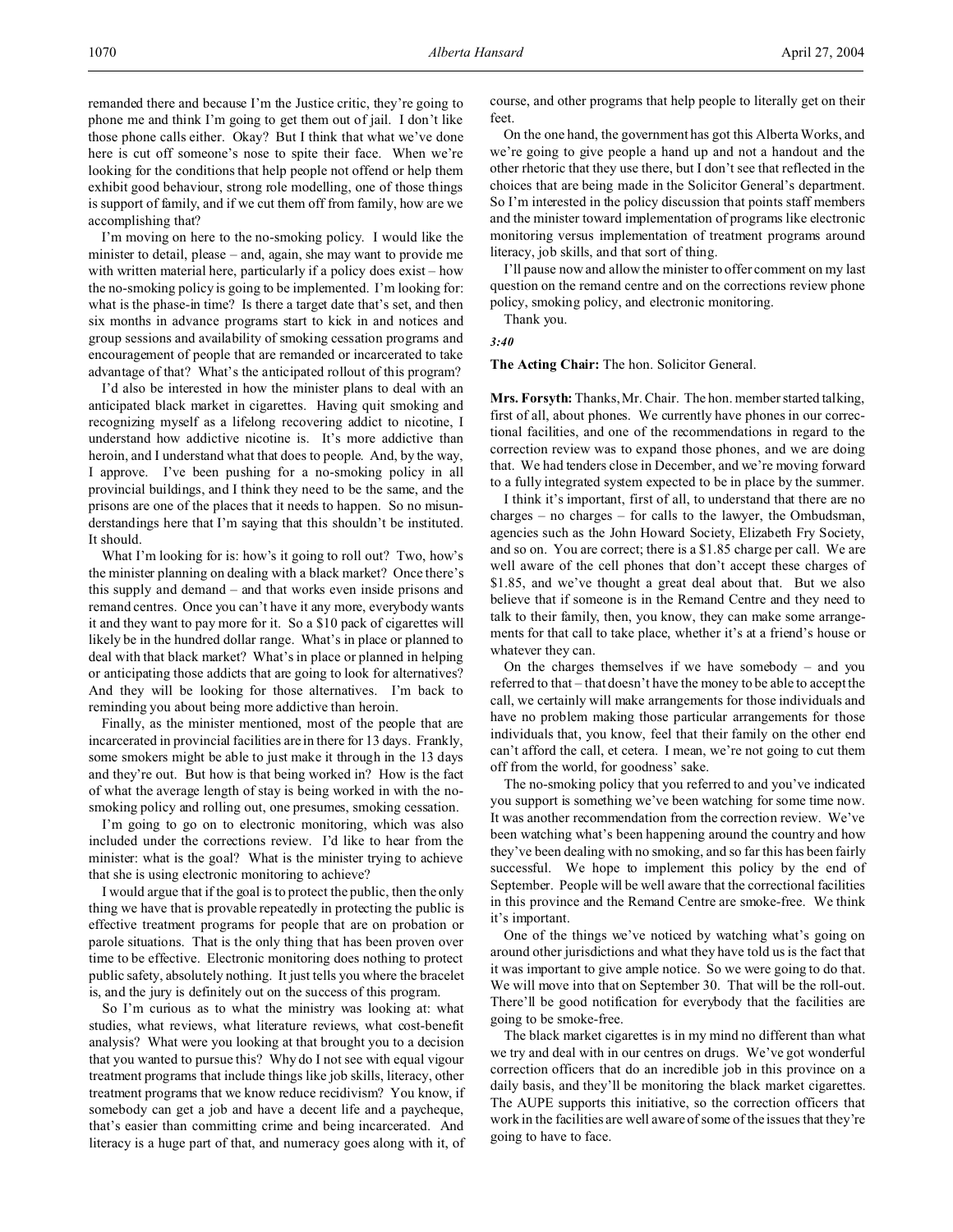remanded there and because I'm the Justice critic, they're going to phone me and think I'm going to get them out of jail. I don't like those phone calls either. Okay? But I think that what we've done here is cut off someone's nose to spite their face. When we're looking for the conditions that help people not offend or help them exhibit good behaviour, strong role modelling, one of those things is support of family, and if we cut them off from family, how are we accomplishing that?

I'm moving on here to the no-smoking policy. I would like the minister to detail, please – and, again, she may want to provide me with written material here, particularly if a policy does exist – how the no-smoking policy is going to be implemented. I'm looking for: what is the phase-in time? Is there a target date that's set, and then six months in advance programs start to kick in and notices and group sessions and availability of smoking cessation programs and encouragement of people that are remanded or incarcerated to take advantage of that? What's the anticipated rollout of this program?

I'd also be interested in how the minister plans to deal with an anticipated black market in cigarettes. Having quit smoking and recognizing myself as a lifelong recovering addict to nicotine, I understand how addictive nicotine is. It's more addictive than heroin, and I understand what that does to people. And, by the way, I approve. I've been pushing for a no-smoking policy in all provincial buildings, and I think they need to be the same, and the prisons are one of the places that it needs to happen. So no misunderstandings here that I'm saying that this shouldn't be instituted. It should.

What I'm looking for is: how's it going to roll out? Two, how's the minister planning on dealing with a black market? Once there's this supply and demand – and that works even inside prisons and remand centres. Once you can't have it any more, everybody wants it and they want to pay more for it. So a $10 pack of cigarettes will likely be in the hundred dollar range. What's in place or planned to deal with that black market? What's in place or planned in helping or anticipating those addicts that are going to look for alternatives? And they will be looking for those alternatives. I'm back to reminding you about being more addictive than heroin.

Finally, as the minister mentioned, most of the people that are incarcerated in provincial facilities are in there for 13 days. Frankly, some smokers might be able to just make it through in the 13 days and they're out. But how is that being worked in? How is the fact of what the average length of stay is being worked in with the no-smoking policy and rolling out, one presumes, smoking cessation.

I'm going to go on to electronic monitoring, which was also included under the corrections review. I'd like to hear from the minister: what is the goal? What is the minister trying to achieve that she is using electronic monitoring to achieve?

I would argue that if the goal is to protect the public, then the only thing we have that is provable repeatedly in protecting the public is effective treatment programs for people that are on probation or parole situations. That is the only thing that has been proven over time to be effective. Electronic monitoring does nothing to protect public safety, absolutely nothing. It just tells you where the bracelet is, and the jury is definitely out on the success of this program.

So I'm curious as to what the ministry was looking at: what studies, what reviews, what literature reviews, what cost-benefit analysis? What were you looking at that brought you to a decision that you wanted to pursue this? Why do I not see with equal vigour treatment programs that include things like job skills, literacy, other treatment programs that we know reduce recidivism? You know, if somebody can get a job and have a decent life and a paycheque, that's easier than committing crime and being incarcerated. And literacy is a huge part of that, and numeracy goes along with it, of course, and other programs that help people to literally get on their feet.

On the one hand, the government has got this Alberta Works, and we're going to give people a hand up and not a handout and the other rhetoric that they use there, but I don't see that reflected in the choices that are being made in the Solicitor General's department. So I'm interested in the policy discussion that points staff members and the minister toward implementation of programs like electronic monitoring versus implementation of treatment programs around literacy, job skills, and that sort of thing.

I'll pause now and allow the minister to offer comment on my last question on the remand centre and on the corrections review phone policy, smoking policy, and electronic monitoring.

Thank you.

*3:40*

**The Acting Chair:** The hon. Solicitor General.

**Mrs. Forsyth:** Thanks, Mr. Chair. The hon. member started talking, first of all, about phones. We currently have phones in our correctional facilities, and one of the recommendations in regard to the correction review was to expand those phones, and we are doing that. We had tenders close in December, and we're moving forward to a fully integrated system expected to be in place by the summer.

I think it's important, first of all, to understand that there are no charges – no charges – for calls to the lawyer, the Ombudsman, agencies such as the John Howard Society, Elizabeth Fry Society, and so on. You are correct; there is a $1.85 charge per call. We are well aware of the cell phones that don't accept these charges of $1.85, and we've thought a great deal about that. But we also believe that if someone is in the Remand Centre and they need to talk to their family, then, you know, they can make some arrangements for that call to take place, whether it's at a friend's house or whatever they can.

On the charges themselves if we have somebody – and you referred to that – that doesn't have the money to be able to accept the call, we certainly will make arrangements for those individuals and have no problem making those particular arrangements for those individuals that, you know, feel that their family on the other end can't afford the call, et cetera. I mean, we're not going to cut them off from the world, for goodness' sake.

The no-smoking policy that you referred to and you've indicated you support is something we've been watching for some time now. It was another recommendation from the correction review. We've been watching what's been happening around the country and how they've been dealing with no smoking, and so far this has been fairly successful. We hope to implement this policy by the end of September. People will be well aware that the correctional facilities in this province and the Remand Centre are smoke-free. We think it's important.

One of the things we've noticed by watching what's going on around other jurisdictions and what they have told us is the fact that it was important to give ample notice. So we were going to do that. We will move into that on September 30. That will be the roll-out. There'll be good notification for everybody that the facilities are going to be smoke-free.

The black market cigarettes is in my mind no different than what we try and deal with in our centres on drugs. We've got wonderful correction officers that do an incredible job in this province on a daily basis, and they'll be monitoring the black market cigarettes. The AUPE supports this initiative, so the correction officers that work in the facilities are well aware of some of the issues that they're going to have to face.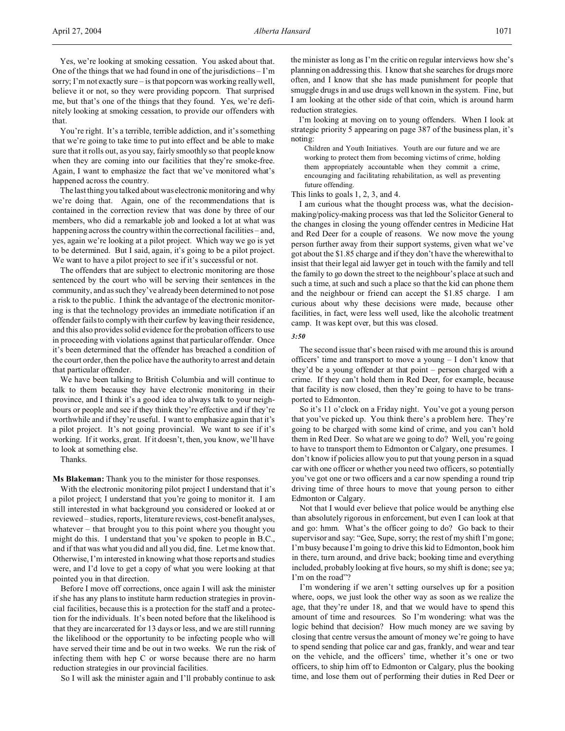Yes, we're looking at smoking cessation. You asked about that. One of the things that we had found in one of the jurisdictions – I'm sorry; I'm not exactly sure – is that popcorn was working really well, believe it or not, so they were providing popcorn. That surprised me, but that's one of the things that they found. Yes, we're definitely looking at smoking cessation, to provide our offenders with that.

You're right. It's a terrible, terrible addiction, and it's something that we're going to take time to put into effect and be able to make sure that it rolls out, as you say, fairly smoothly so that people know when they are coming into our facilities that they're smoke-free. Again, I want to emphasize the fact that we've monitored what's happened across the country.

The last thing you talked about was electronic monitoring and why we're doing that. Again, one of the recommendations that is contained in the correction review that was done by three of our members, who did a remarkable job and looked a lot at what was happening across the country within the correctional facilities – and, yes, again we're looking at a pilot project. Which way we go is yet to be determined. But I said, again, it's going to be a pilot project. We want to have a pilot project to see if it's successful or not.

The offenders that are subject to electronic monitoring are those sentenced by the court who will be serving their sentences in the community, and as such they've already been determined to not pose a risk to the public. I think the advantage of the electronic monitoring is that the technology provides an immediate notification if an offender fails to comply with their curfew by leaving their residence, and this also provides solid evidence for the probation officers to use in proceeding with violations against that particular offender. Once it's been determined that the offender has breached a condition of the court order, then the police have the authority to arrest and detain that particular offender.

We have been talking to British Columbia and will continue to talk to them because they have electronic monitoring in their province, and I think it's a good idea to always talk to your neighbours or people and see if they think they're effective and if they're worthwhile and if they're useful. I want to emphasize again that it's a pilot project. It's not going provincial. We want to see if it's working. If it works, great. If it doesn't, then, you know, we'll have to look at something else.

Thanks.

**Ms Blakeman:** Thank you to the minister for those responses.

With the electronic monitoring pilot project I understand that it's a pilot project; I understand that you're going to monitor it. I am still interested in what background you considered or looked at or reviewed – studies, reports, literature reviews, cost-benefit analyses, whatever – that brought you to this point where you thought you might do this. I understand that you've spoken to people in B.C., and if that was what you did and all you did, fine. Let me know that. Otherwise, I'm interested in knowing what those reports and studies were, and I'd love to get a copy of what you were looking at that pointed you in that direction.

Before I move off corrections, once again I will ask the minister if she has any plans to institute harm reduction strategies in provincial facilities, because this is a protection for the staff and a protection for the individuals. It's been noted before that the likelihood is that they are incarcerated for 13 days or less, and we are still running the likelihood or the opportunity to be infecting people who will have served their time and be out in two weeks. We run the risk of infecting them with hep C or worse because there are no harm reduction strategies in our provincial facilities.

So I will ask the minister again and I'll probably continue to ask the minister as long as I'm the critic on regular interviews how she's planning on addressing this. I know that she searches for drugs more often, and I know that she has made punishment for people that smuggle drugs in and use drugs well known in the system. Fine, but I am looking at the other side of that coin, which is around harm reduction strategies.

I'm looking at moving on to young offenders. When I look at strategic priority 5 appearing on page 387 of the business plan, it's noting:

> Children and Youth Initiatives. Youth are our future and we are working to protect them from becoming victims of crime, holding them appropriately accountable when they commit a crime, encouraging and facilitating rehabilitation, as well as preventing future offending.

This links to goals 1, 2, 3, and 4.

I am curious what the thought process was, what the decision-making/policy-making process was that led the Solicitor General to the changes in closing the young offender centres in Medicine Hat and Red Deer for a couple of reasons. We now move the young person further away from their support systems, given what we've got about the $1.85 charge and if they don't have the wherewithal to insist that their legal aid lawyer get in touch with the family and tell the family to go down the street to the neighbour's place at such and such a time, at such and such a place so that the kid can phone them and the neighbour or friend can accept the $1.85 charge. I am curious about why these decisions were made, because other facilities, in fact, were less well used, like the alcoholic treatment camp. It was kept over, but this was closed.

*3:50*

The second issue that's been raised with me around this is around officers' time and transport to move a young – I don't know that they'd be a young offender at that point – person charged with a crime. If they can't hold them in Red Deer, for example, because that facility is now closed, then they're going to have to be transported to Edmonton.

So it's 11 o'clock on a Friday night. You've got a young person that you've picked up. You think there's a problem here. They're going to be charged with some kind of crime, and you can't hold them in Red Deer. So what are we going to do? Well, you're going to have to transport them to Edmonton or Calgary, one presumes. I don't know if policies allow you to put that young person in a squad car with one officer or whether you need two officers, so potentially you've got one or two officers and a car now spending a round trip driving time of three hours to move that young person to either Edmonton or Calgary.

Not that I would ever believe that police would be anything else than absolutely rigorous in enforcement, but even I can look at that and go: hmm. What's the officer going to do? Go back to their supervisor and say: "Gee, Supe, sorry; the rest of my shift I'm gone; I'm busy because I'm going to drive this kid to Edmonton, book him in there, turn around, and drive back; booking time and everything included, probably looking at five hours, so my shift is done; see ya; I'm on the road"?

I'm wondering if we aren't setting ourselves up for a position where, oops, we just look the other way as soon as we realize the age, that they're under 18, and that we would have to spend this amount of time and resources. So I'm wondering: what was the logic behind that decision? How much money are we saving by closing that centre versus the amount of money we're going to have to spend sending that police car and gas, frankly, and wear and tear on the vehicle, and the officers' time, whether it's one or two officers, to ship him off to Edmonton or Calgary, plus the booking time, and lose them out of performing their duties in Red Deer or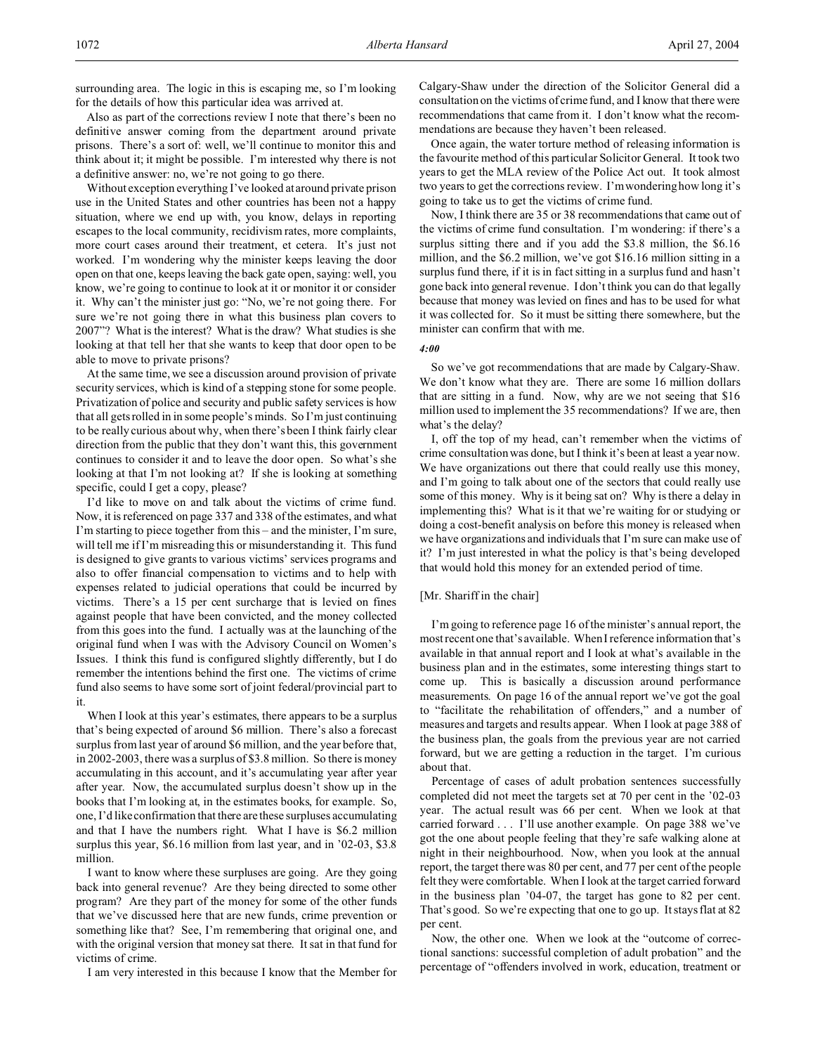surrounding area. The logic in this is escaping me, so I'm looking for the details of how this particular idea was arrived at.

Also as part of the corrections review I note that there's been no definitive answer coming from the department around private prisons. There's a sort of: well, we'll continue to monitor this and think about it; it might be possible. I'm interested why there is not a definitive answer: no, we're not going to go there.

Without exception everything I've looked at around private prison use in the United States and other countries has been not a happy situation, where we end up with, you know, delays in reporting escapes to the local community, recidivism rates, more complaints, more court cases around their treatment, et cetera. It's just not worked. I'm wondering why the minister keeps leaving the door open on that one, keeps leaving the back gate open, saying: well, you know, we're going to continue to look at it or monitor it or consider it. Why can't the minister just go: "No, we're not going there. For sure we're not going there in what this business plan covers to 2007"? What is the interest? What is the draw? What studies is she looking at that tell her that she wants to keep that door open to be able to move to private prisons?

At the same time, we see a discussion around provision of private security services, which is kind of a stepping stone for some people. Privatization of police and security and public safety services is how that all gets rolled in in some people's minds. So I'm just continuing to be really curious about why, when there's been I think fairly clear direction from the public that they don't want this, this government continues to consider it and to leave the door open. So what's she looking at that I'm not looking at? If she is looking at something specific, could I get a copy, please?

I'd like to move on and talk about the victims of crime fund. Now, it is referenced on page 337 and 338 of the estimates, and what I'm starting to piece together from this – and the minister, I'm sure, will tell me if I'm misreading this or misunderstanding it. This fund is designed to give grants to various victims' services programs and also to offer financial compensation to victims and to help with expenses related to judicial operations that could be incurred by victims. There's a 15 per cent surcharge that is levied on fines against people that have been convicted, and the money collected from this goes into the fund. I actually was at the launching of the original fund when I was with the Advisory Council on Women's Issues. I think this fund is configured slightly differently, but I do remember the intentions behind the first one. The victims of crime fund also seems to have some sort of joint federal/provincial part to it.

When I look at this year's estimates, there appears to be a surplus that's being expected of around $6 million. There's also a forecast surplus from last year of around $6 million, and the year before that, in 2002-2003, there was a surplus of $3.8 million. So there is money accumulating in this account, and it's accumulating year after year after year. Now, the accumulated surplus doesn't show up in the books that I'm looking at, in the estimates books, for example. So, one, I'd like confirmation that there are these surpluses accumulating and that I have the numbers right. What I have is $6.2 million surplus this year, $6.16 million from last year, and in '02-03, $3.8 million.

I want to know where these surpluses are going. Are they going back into general revenue? Are they being directed to some other program? Are they part of the money for some of the other funds that we've discussed here that are new funds, crime prevention or something like that? See, I'm remembering that original one, and with the original version that money sat there. It sat in that fund for victims of crime.

I am very interested in this because I know that the Member for Calgary-Shaw under the direction of the Solicitor General did a consultation on the victims of crime fund, and I know that there were recommendations that came from it. I don't know what the recommendations are because they haven't been released.

Once again, the water torture method of releasing information is the favourite method of this particular Solicitor General. It took two years to get the MLA review of the Police Act out. It took almost two years to get the corrections review. I'm wondering how long it's going to take us to get the victims of crime fund.

Now, I think there are 35 or 38 recommendations that came out of the victims of crime fund consultation. I'm wondering: if there's a surplus sitting there and if you add the $3.8 million, the $6.16 million, and the $6.2 million, we've got $16.16 million sitting in a surplus fund there, if it is in fact sitting in a surplus fund and hasn't gone back into general revenue. I don't think you can do that legally because that money was levied on fines and has to be used for what it was collected for. So it must be sitting there somewhere, but the minister can confirm that with me.

*4:00*

So we've got recommendations that are made by Calgary-Shaw. We don't know what they are. There are some 16 million dollars that are sitting in a fund. Now, why are we not seeing that $16 million used to implement the 35 recommendations? If we are, then what's the delay?

I, off the top of my head, can't remember when the victims of crime consultation was done, but I think it's been at least a year now. We have organizations out there that could really use this money, and I'm going to talk about one of the sectors that could really use some of this money. Why is it being sat on? Why is there a delay in implementing this? What is it that we're waiting for or studying or doing a cost-benefit analysis on before this money is released when we have organizations and individuals that I'm sure can make use of it? I'm just interested in what the policy is that's being developed that would hold this money for an extended period of time.

[Mr. Shariff in the chair]

I'm going to reference page 16 of the minister's annual report, the most recent one that's available. When I reference information that's available in that annual report and I look at what's available in the business plan and in the estimates, some interesting things start to come up. This is basically a discussion around performance measurements. On page 16 of the annual report we've got the goal to "facilitate the rehabilitation of offenders," and a number of measures and targets and results appear. When I look at page 388 of the business plan, the goals from the previous year are not carried forward, but we are getting a reduction in the target. I'm curious about that.

Percentage of cases of adult probation sentences successfully completed did not meet the targets set at 70 per cent in the '02-03 year. The actual result was 66 per cent. When we look at that carried forward . . . I'll use another example. On page 388 we've got the one about people feeling that they're safe walking alone at night in their neighbourhood. Now, when you look at the annual report, the target there was 80 per cent, and 77 per cent of the people felt they were comfortable. When I look at the target carried forward in the business plan '04-07, the target has gone to 82 per cent. That's good. So we're expecting that one to go up. It stays flat at 82 per cent.

Now, the other one. When we look at the "outcome of correctional sanctions: successful completion of adult probation" and the percentage of "offenders involved in work, education, treatment or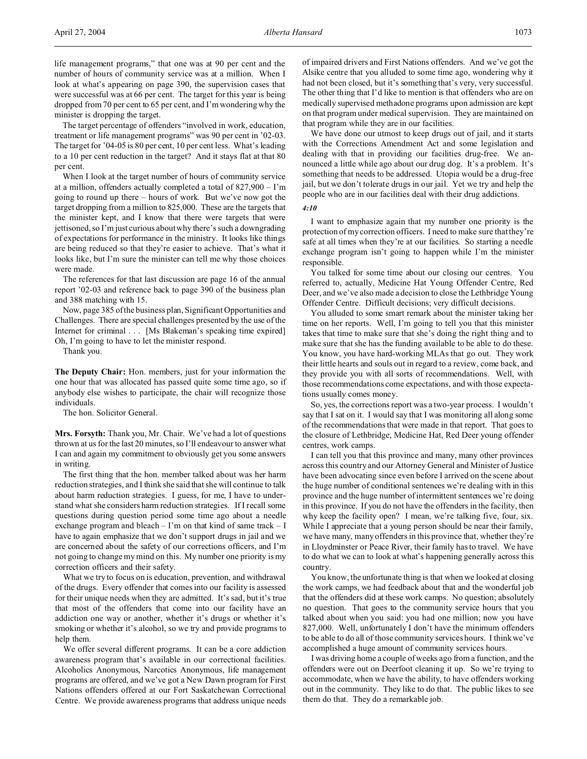life management programs," that one was at 90 per cent and the number of hours of community service was at a million. When I look at what's appearing on page 390, the supervision cases that were successful was at 66 per cent. The target for this year is being dropped from 70 per cent to 65 per cent, and I'm wondering why the minister is dropping the target.

The target percentage of offenders "involved in work, education, treatment or life management programs" was 90 per cent in '02-03. The target for '04-05 is 80 per cent, 10 per cent less. What's leading to a 10 per cent reduction in the target? And it stays flat at that 80 per cent.

When I look at the target number of hours of community service at a million, offenders actually completed a total of 827,900 – I'm going to round up there – hours of work. But we've now got the target dropping from a million to 825,000. These are the targets that the minister kept, and I know that there were targets that were jettisoned, so I'm just curious about why there's such a downgrading of expectations for performance in the ministry. It looks like things are being reduced so that they're easier to achieve. That's what it looks like, but I'm sure the minister can tell me why those choices were made.

The references for that last discussion are page 16 of the annual report '02-03 and reference back to page 390 of the business plan and 388 matching with 15.

Now, page 385 of the business plan, Significant Opportunities and Challenges. There are special challenges presented by the use of the Internet for criminal . . . [Ms Blakeman's speaking time expired] Oh, I'm going to have to let the minister respond.

Thank you.

**The Deputy Chair:** Hon. members, just for your information the one hour that was allocated has passed quite some time ago, so if anybody else wishes to participate, the chair will recognize those individuals.

The hon. Solicitor General.

**Mrs. Forsyth:** Thank you, Mr. Chair. We've had a lot of questions thrown at us for the last 20 minutes, so I'll endeavour to answer what I can and again my commitment to obviously get you some answers in writing.

The first thing that the hon. member talked about was her harm reduction strategies, and I think she said that she will continue to talk about harm reduction strategies. I guess, for me, I have to understand what she considers harm reduction strategies. If I recall some questions during question period some time ago about a needle exchange program and bleach – I'm on that kind of same track – I have to again emphasize that we don't support drugs in jail and we are concerned about the safety of our corrections officers, and I'm not going to change my mind on this. My number one priority is my correction officers and their safety.

What we try to focus on is education, prevention, and withdrawal of the drugs. Every offender that comes into our facility is assessed for their unique needs when they are admitted. It's sad, but it's true that most of the offenders that come into our facility have an addiction one way or another, whether it's drugs or whether it's smoking or whether it's alcohol, so we try and provide programs to help them.

We offer several different programs. It can be a core addiction awareness program that's available in our correctional facilities. Alcoholics Anonymous, Narcotics Anonymous, life management programs are offered, and we've got a New Dawn program for First Nations offenders offered at our Fort Saskatchewan Correctional Centre. We provide awareness programs that address unique needs of impaired drivers and First Nations offenders. And we've got the Alsike centre that you alluded to some time ago, wondering why it had not been closed, but it's something that's very, very successful. The other thing that I'd like to mention is that offenders who are on medically supervised methadone programs upon admission are kept on that program under medical supervision. They are maintained on that program while they are in our facilities.

We have done our utmost to keep drugs out of jail, and it starts with the Corrections Amendment Act and some legislation and dealing with that in providing our facilities drug-free. We announced a little while ago about our drug dog. It's a problem. It's something that needs to be addressed. Utopia would be a drug-free jail, but we don't tolerate drugs in our jail. Yet we try and help the people who are in our facilities deal with their drug addictions.

*4:10*

I want to emphasize again that my number one priority is the protection of my correction officers. I need to make sure that they're safe at all times when they're at our facilities. So starting a needle exchange program isn't going to happen while I'm the minister responsible.

You talked for some time about our closing our centres. You referred to, actually, Medicine Hat Young Offender Centre, Red Deer, and we've also made a decision to close the Lethbridge Young Offender Centre. Difficult decisions; very difficult decisions.

You alluded to some smart remark about the minister taking her time on her reports. Well, I'm going to tell you that this minister takes that time to make sure that she's doing the right thing and to make sure that she has the funding available to be able to do these. You know, you have hard-working MLAs that go out. They work their little hearts and souls out in regard to a review, come back, and they provide you with all sorts of recommendations. Well, with those recommendations come expectations, and with those expectations usually comes money.

So, yes, the corrections report was a two-year process. I wouldn't say that I sat on it. I would say that I was monitoring all along some of the recommendations that were made in that report. That goes to the closure of Lethbridge, Medicine Hat, Red Deer young offender centres, work camps.

I can tell you that this province and many, many other provinces across this country and our Attorney General and Minister of Justice have been advocating since even before I arrived on the scene about the huge number of conditional sentences we're dealing with in this province and the huge number of intermittent sentences we're doing in this province. If you do not have the offenders in the facility, then why keep the facility open? I mean, we're talking five, four, six. While I appreciate that a young person should be near their family, we have many, many offenders in this province that, whether they're in Lloydminster or Peace River, their family has to travel. We have to do what we can to look at what's happening generally across this country.

You know, the unfortunate thing is that when we looked at closing the work camps, we had feedback about that and the wonderful job that the offenders did at these work camps. No question; absolutely no question. That goes to the community service hours that you talked about when you said: you had one million; now you have 827,000. Well, unfortunately I don't have the minimum offenders to be able to do all of those community services hours. I think we've accomplished a huge amount of community services hours.

I was driving home a couple of weeks ago from a function, and the offenders were out on Deerfoot cleaning it up. So we're trying to accommodate, when we have the ability, to have offenders working out in the community. They like to do that. The public likes to see them do that. They do a remarkable job.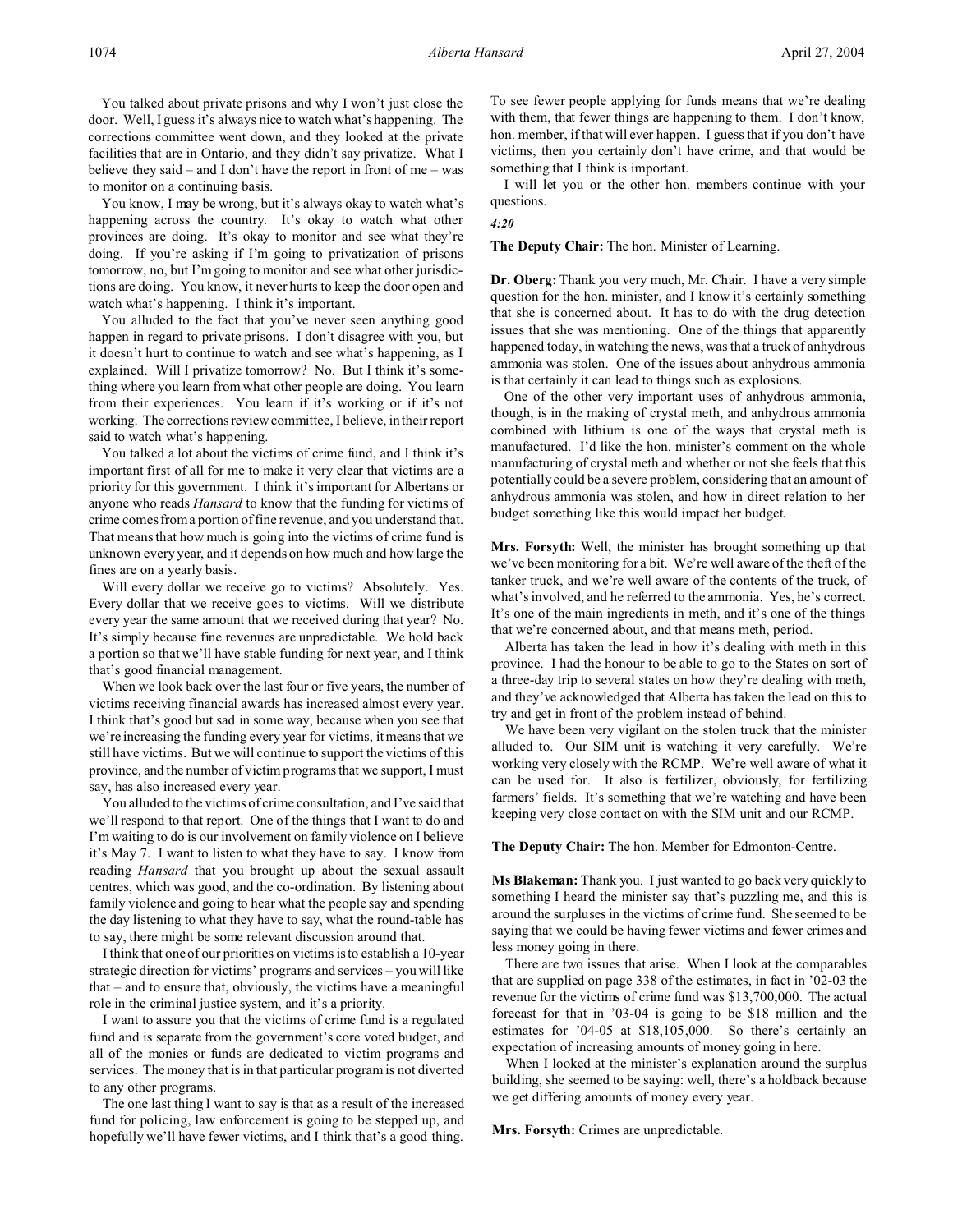You talked about private prisons and why I won't just close the door. Well, I guess it's always nice to watch what's happening. The corrections committee went down, and they looked at the private facilities that are in Ontario, and they didn't say privatize. What I believe they said – and I don't have the report in front of me – was to monitor on a continuing basis.

You know, I may be wrong, but it's always okay to watch what's happening across the country. It's okay to watch what other provinces are doing. It's okay to monitor and see what they're doing. If you're asking if I'm going to privatization of prisons tomorrow, no, but I'm going to monitor and see what other jurisdictions are doing. You know, it never hurts to keep the door open and watch what's happening. I think it's important.

You alluded to the fact that you've never seen anything good happen in regard to private prisons. I don't disagree with you, but it doesn't hurt to continue to watch and see what's happening, as I explained. Will I privatize tomorrow? No. But I think it's something where you learn from what other people are doing. You learn from their experiences. You learn if it's working or if it's not working. The corrections review committee, I believe, in their report said to watch what's happening.

You talked a lot about the victims of crime fund, and I think it's important first of all for me to make it very clear that victims are a priority for this government. I think it's important for Albertans or anyone who reads *Hansard* to know that the funding for victims of crime comes from a portion of fine revenue, and you understand that. That means that how much is going into the victims of crime fund is unknown every year, and it depends on how much and how large the fines are on a yearly basis.

Will every dollar we receive go to victims? Absolutely. Yes. Every dollar that we receive goes to victims. Will we distribute every year the same amount that we received during that year? No. It's simply because fine revenues are unpredictable. We hold back a portion so that we'll have stable funding for next year, and I think that's good financial management.

When we look back over the last four or five years, the number of victims receiving financial awards has increased almost every year. I think that's good but sad in some way, because when you see that we're increasing the funding every year for victims, it means that we still have victims. But we will continue to support the victims of this province, and the number of victim programs that we support, I must say, has also increased every year.

You alluded to the victims of crime consultation, and I've said that we'll respond to that report. One of the things that I want to do and I'm waiting to do is our involvement on family violence on I believe it's May 7. I want to listen to what they have to say. I know from reading *Hansard* that you brought up about the sexual assault centres, which was good, and the co-ordination. By listening about family violence and going to hear what the people say and spending the day listening to what they have to say, what the round-table has to say, there might be some relevant discussion around that.

I think that one of our priorities on victims is to establish a 10-year strategic direction for victims' programs and services – you will like that – and to ensure that, obviously, the victims have a meaningful role in the criminal justice system, and it's a priority.

I want to assure you that the victims of crime fund is a regulated fund and is separate from the government's core voted budget, and all of the monies or funds are dedicated to victim programs and services. The money that is in that particular program is not diverted to any other programs.

The one last thing I want to say is that as a result of the increased fund for policing, law enforcement is going to be stepped up, and hopefully we'll have fewer victims, and I think that's a good thing. To see fewer people applying for funds means that we're dealing with them, that fewer things are happening to them. I don't know, hon. member, if that will ever happen. I guess that if you don't have victims, then you certainly don't have crime, and that would be something that I think is important.

I will let you or the other hon. members continue with your questions.

*4:20*

**The Deputy Chair:** The hon. Minister of Learning.

**Dr. Oberg:** Thank you very much, Mr. Chair. I have a very simple question for the hon. minister, and I know it's certainly something that she is concerned about. It has to do with the drug detection issues that she was mentioning. One of the things that apparently happened today, in watching the news, was that a truck of anhydrous ammonia was stolen. One of the issues about anhydrous ammonia is that certainly it can lead to things such as explosions.

One of the other very important uses of anhydrous ammonia, though, is in the making of crystal meth, and anhydrous ammonia combined with lithium is one of the ways that crystal meth is manufactured. I'd like the hon. minister's comment on the whole manufacturing of crystal meth and whether or not she feels that this potentially could be a severe problem, considering that an amount of anhydrous ammonia was stolen, and how in direct relation to her budget something like this would impact her budget.

**Mrs. Forsyth:** Well, the minister has brought something up that we've been monitoring for a bit. We're well aware of the theft of the tanker truck, and we're well aware of the contents of the truck, of what's involved, and he referred to the ammonia. Yes, he's correct. It's one of the main ingredients in meth, and it's one of the things that we're concerned about, and that means meth, period.

Alberta has taken the lead in how it's dealing with meth in this province. I had the honour to be able to go to the States on sort of a three-day trip to several states on how they're dealing with meth, and they've acknowledged that Alberta has taken the lead on this to try and get in front of the problem instead of behind.

We have been very vigilant on the stolen truck that the minister alluded to. Our SIM unit is watching it very carefully. We're working very closely with the RCMP. We're well aware of what it can be used for. It also is fertilizer, obviously, for fertilizing farmers' fields. It's something that we're watching and have been keeping very close contact on with the SIM unit and our RCMP.

**The Deputy Chair:** The hon. Member for Edmonton-Centre.

**Ms Blakeman:** Thank you. I just wanted to go back very quickly to something I heard the minister say that's puzzling me, and this is around the surpluses in the victims of crime fund. She seemed to be saying that we could be having fewer victims and fewer crimes and less money going in there.

There are two issues that arise. When I look at the comparables that are supplied on page 338 of the estimates, in fact in '02-03 the revenue for the victims of crime fund was $13,700,000. The actual forecast for that in '03-04 is going to be $18 million and the estimates for '04-05 at $18,105,000. So there's certainly an expectation of increasing amounts of money going in here.

When I looked at the minister's explanation around the surplus building, she seemed to be saying: well, there's a holdback because we get differing amounts of money every year.

**Mrs. Forsyth:** Crimes are unpredictable.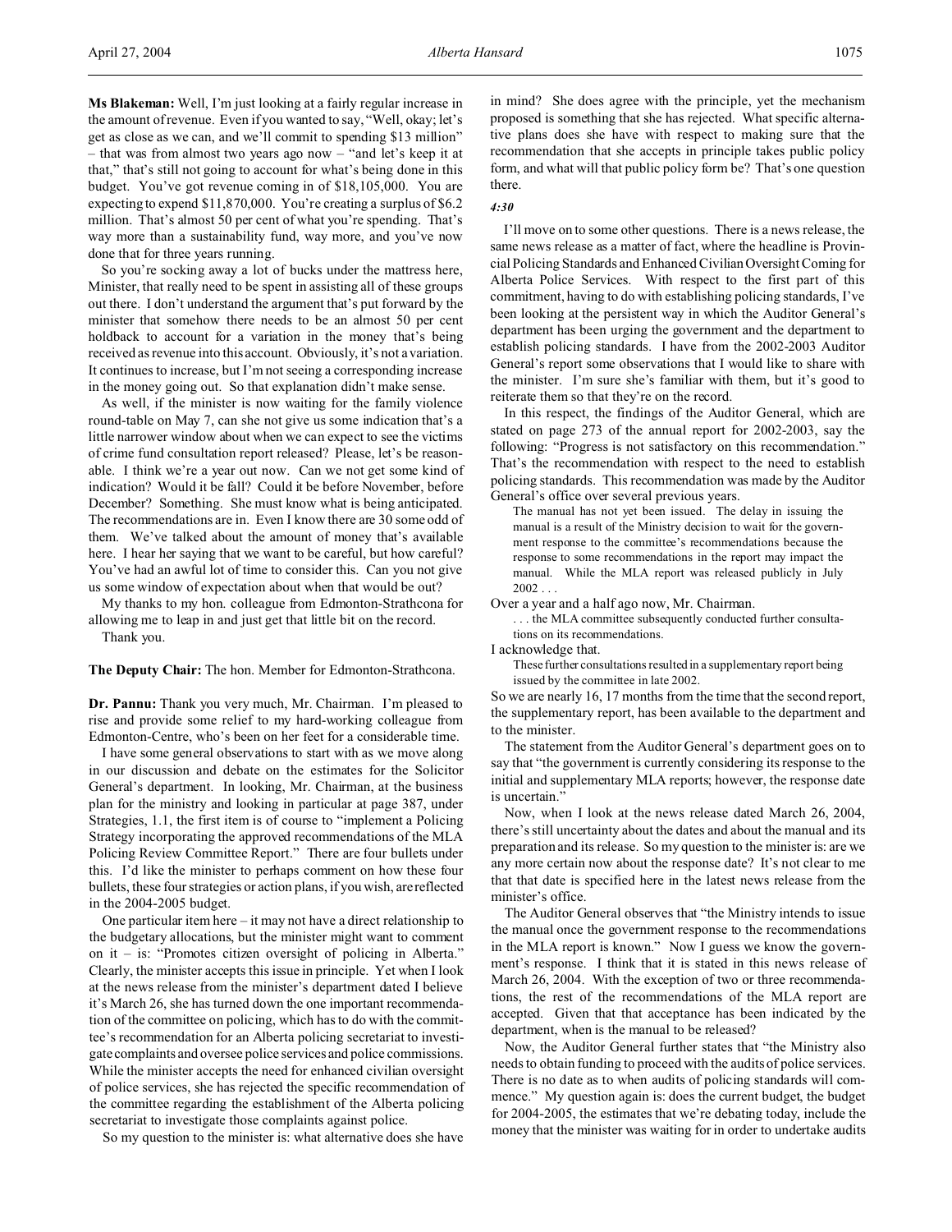**Ms Blakeman:** Well, I'm just looking at a fairly regular increase in the amount of revenue. Even if you wanted to say, "Well, okay; let's get as close as we can, and we'll commit to spending $13 million" – that was from almost two years ago now – "and let's keep it at that," that's still not going to account for what's being done in this budget. You've got revenue coming in of $18,105,000. You are expecting to expend $11,870,000. You're creating a surplus of $6.2 million. That's almost 50 per cent of what you're spending. That's way more than a sustainability fund, way more, and you've now done that for three years running.

So you're socking away a lot of bucks under the mattress here, Minister, that really need to be spent in assisting all of these groups out there. I don't understand the argument that's put forward by the minister that somehow there needs to be an almost 50 per cent holdback to account for a variation in the money that's being received as revenue into this account. Obviously, it's not a variation. It continues to increase, but I'm not seeing a corresponding increase in the money going out. So that explanation didn't make sense.

As well, if the minister is now waiting for the family violence round-table on May 7, can she not give us some indication that's a little narrower window about when we can expect to see the victims of crime fund consultation report released? Please, let's be reasonable. I think we're a year out now. Can we not get some kind of indication? Would it be fall? Could it be before November, before December? Something. She must know what is being anticipated. The recommendations are in. Even I know there are 30 some odd of them. We've talked about the amount of money that's available here. I hear her saying that we want to be careful, but how careful? You've had an awful lot of time to consider this. Can you not give us some window of expectation about when that would be out?

My thanks to my hon. colleague from Edmonton-Strathcona for allowing me to leap in and just get that little bit on the record.

Thank you.

**The Deputy Chair:** The hon. Member for Edmonton-Strathcona.

**Dr. Pannu:** Thank you very much, Mr. Chairman. I'm pleased to rise and provide some relief to my hard-working colleague from Edmonton-Centre, who's been on her feet for a considerable time.

I have some general observations to start with as we move along in our discussion and debate on the estimates for the Solicitor General's department. In looking, Mr. Chairman, at the business plan for the ministry and looking in particular at page 387, under Strategies, 1.1, the first item is of course to "implement a Policing Strategy incorporating the approved recommendations of the MLA Policing Review Committee Report." There are four bullets under this. I'd like the minister to perhaps comment on how these four bullets, these four strategies or action plans, if you wish, are reflected in the 2004-2005 budget.

One particular item here – it may not have a direct relationship to the budgetary allocations, but the minister might want to comment on it – is: "Promotes citizen oversight of policing in Alberta." Clearly, the minister accepts this issue in principle. Yet when I look at the news release from the minister's department dated I believe it's March 26, she has turned down the one important recommendation of the committee on policing, which has to do with the committee's recommendation for an Alberta policing secretariat to investigate complaints and oversee police services and police commissions. While the minister accepts the need for enhanced civilian oversight of police services, she has rejected the specific recommendation of the committee regarding the establishment of the Alberta policing secretariat to investigate those complaints against police.

So my question to the minister is: what alternative does she have in mind? She does agree with the principle, yet the mechanism proposed is something that she has rejected. What specific alternative plans does she have with respect to making sure that the recommendation that she accepts in principle takes public policy form, and what will that public policy form be? That's one question there.

*4:30*

I'll move on to some other questions. There is a news release, the same news release as a matter of fact, where the headline is Provincial Policing Standards and Enhanced Civilian Oversight Coming for Alberta Police Services. With respect to the first part of this commitment, having to do with establishing policing standards, I've been looking at the persistent way in which the Auditor General's department has been urging the government and the department to establish policing standards. I have from the 2002-2003 Auditor General's report some observations that I would like to share with the minister. I'm sure she's familiar with them, but it's good to reiterate them so that they're on the record.

In this respect, the findings of the Auditor General, which are stated on page 273 of the annual report for 2002-2003, say the following: "Progress is not satisfactory on this recommendation." That's the recommendation with respect to the need to establish policing standards. This recommendation was made by the Auditor General's office over several previous years.

> The manual has not yet been issued. The delay in issuing the manual is a result of the Ministry decision to wait for the government response to the committee's recommendations because the response to some recommendations in the report may impact the manual. While the MLA report was released publicly in July 2002 . . .

Over a year and a half ago now, Mr. Chairman.

> . . . the MLA committee subsequently conducted further consultations on its recommendations.

I acknowledge that.

> These further consultations resulted in a supplementary report being issued by the committee in late 2002.

So we are nearly 16, 17 months from the time that the second report, the supplementary report, has been available to the department and to the minister.

The statement from the Auditor General's department goes on to say that "the government is currently considering its response to the initial and supplementary MLA reports; however, the response date is uncertain."

Now, when I look at the news release dated March 26, 2004, there's still uncertainty about the dates and about the manual and its preparation and its release. So my question to the minister is: are we any more certain now about the response date? It's not clear to me that that date is specified here in the latest news release from the minister's office.

The Auditor General observes that "the Ministry intends to issue the manual once the government response to the recommendations in the MLA report is known." Now I guess we know the government's response. I think that it is stated in this news release of March 26, 2004. With the exception of two or three recommendations, the rest of the recommendations of the MLA report are accepted. Given that that acceptance has been indicated by the department, when is the manual to be released?

Now, the Auditor General further states that "the Ministry also needs to obtain funding to proceed with the audits of police services. There is no date as to when audits of policing standards will commence." My question again is: does the current budget, the budget for 2004-2005, the estimates that we're debating today, include the money that the minister was waiting for in order to undertake audits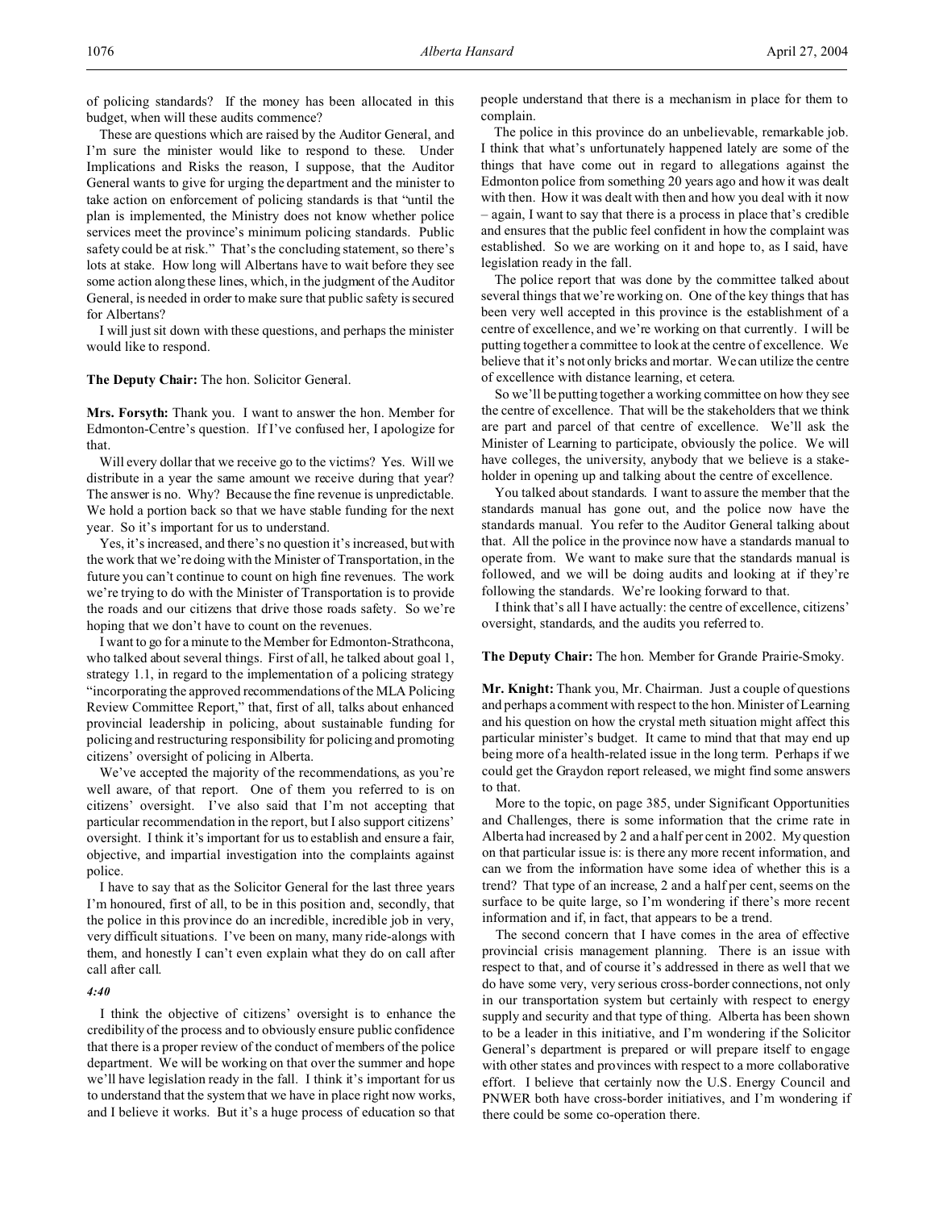of policing standards? If the money has been allocated in this budget, when will these audits commence?

These are questions which are raised by the Auditor General, and I'm sure the minister would like to respond to these. Under Implications and Risks the reason, I suppose, that the Auditor General wants to give for urging the department and the minister to take action on enforcement of policing standards is that "until the plan is implemented, the Ministry does not know whether police services meet the province's minimum policing standards. Public safety could be at risk." That's the concluding statement, so there's lots at stake. How long will Albertans have to wait before they see some action along these lines, which, in the judgment of the Auditor General, is needed in order to make sure that public safety is secured for Albertans?

I will just sit down with these questions, and perhaps the minister would like to respond.

**The Deputy Chair:** The hon. Solicitor General.

**Mrs. Forsyth:** Thank you. I want to answer the hon. Member for Edmonton-Centre's question. If I've confused her, I apologize for that.

Will every dollar that we receive go to the victims? Yes. Will we distribute in a year the same amount we receive during that year? The answer is no. Why? Because the fine revenue is unpredictable. We hold a portion back so that we have stable funding for the next year. So it's important for us to understand.

Yes, it's increased, and there's no question it's increased, but with the work that we're doing with the Minister of Transportation, in the future you can't continue to count on high fine revenues. The work we're trying to do with the Minister of Transportation is to provide the roads and our citizens that drive those roads safety. So we're hoping that we don't have to count on the revenues.

I want to go for a minute to the Member for Edmonton-Strathcona, who talked about several things. First of all, he talked about goal 1, strategy 1.1, in regard to the implementation of a policing strategy "incorporating the approved recommendations of the MLA Policing Review Committee Report," that, first of all, talks about enhanced provincial leadership in policing, about sustainable funding for policing and restructuring responsibility for policing and promoting citizens' oversight of policing in Alberta.

We've accepted the majority of the recommendations, as you're well aware, of that report. One of them you referred to is on citizens' oversight. I've also said that I'm not accepting that particular recommendation in the report, but I also support citizens' oversight. I think it's important for us to establish and ensure a fair, objective, and impartial investigation into the complaints against police.

I have to say that as the Solicitor General for the last three years I'm honoured, first of all, to be in this position and, secondly, that the police in this province do an incredible, incredible job in very, very difficult situations. I've been on many, many ride-alongs with them, and honestly I can't even explain what they do on call after call after call.

*4:40*

I think the objective of citizens' oversight is to enhance the credibility of the process and to obviously ensure public confidence that there is a proper review of the conduct of members of the police department. We will be working on that over the summer and hope we'll have legislation ready in the fall. I think it's important for us to understand that the system that we have in place right now works, and I believe it works. But it's a huge process of education so that people understand that there is a mechanism in place for them to complain.

The police in this province do an unbelievable, remarkable job. I think that what's unfortunately happened lately are some of the things that have come out in regard to allegations against the Edmonton police from something 20 years ago and how it was dealt with then. How it was dealt with then and how you deal with it now – again, I want to say that there is a process in place that's credible and ensures that the public feel confident in how the complaint was established. So we are working on it and hope to, as I said, have legislation ready in the fall.

The police report that was done by the committee talked about several things that we're working on. One of the key things that has been very well accepted in this province is the establishment of a centre of excellence, and we're working on that currently. I will be putting together a committee to look at the centre of excellence. We believe that it's not only bricks and mortar. We can utilize the centre of excellence with distance learning, et cetera.

So we'll be putting together a working committee on how they see the centre of excellence. That will be the stakeholders that we think are part and parcel of that centre of excellence. We'll ask the Minister of Learning to participate, obviously the police. We will have colleges, the university, anybody that we believe is a stakeholder in opening up and talking about the centre of excellence.

You talked about standards. I want to assure the member that the standards manual has gone out, and the police now have the standards manual. You refer to the Auditor General talking about that. All the police in the province now have a standards manual to operate from. We want to make sure that the standards manual is followed, and we will be doing audits and looking at if they're following the standards. We're looking forward to that.

I think that's all I have actually: the centre of excellence, citizens' oversight, standards, and the audits you referred to.

**The Deputy Chair:** The hon. Member for Grande Prairie-Smoky.

**Mr. Knight:** Thank you, Mr. Chairman. Just a couple of questions and perhaps a comment with respect to the hon. Minister of Learning and his question on how the crystal meth situation might affect this particular minister's budget. It came to mind that that may end up being more of a health-related issue in the long term. Perhaps if we could get the Graydon report released, we might find some answers to that.

More to the topic, on page 385, under Significant Opportunities and Challenges, there is some information that the crime rate in Alberta had increased by 2 and a half per cent in 2002. My question on that particular issue is: is there any more recent information, and can we from the information have some idea of whether this is a trend? That type of an increase, 2 and a half per cent, seems on the surface to be quite large, so I'm wondering if there's more recent information and if, in fact, that appears to be a trend.

The second concern that I have comes in the area of effective provincial crisis management planning. There is an issue with respect to that, and of course it's addressed in there as well that we do have some very, very serious cross-border connections, not only in our transportation system but certainly with respect to energy supply and security and that type of thing. Alberta has been shown to be a leader in this initiative, and I'm wondering if the Solicitor General's department is prepared or will prepare itself to engage with other states and provinces with respect to a more collaborative effort. I believe that certainly now the U.S. Energy Council and PNWER both have cross-border initiatives, and I'm wondering if there could be some co-operation there.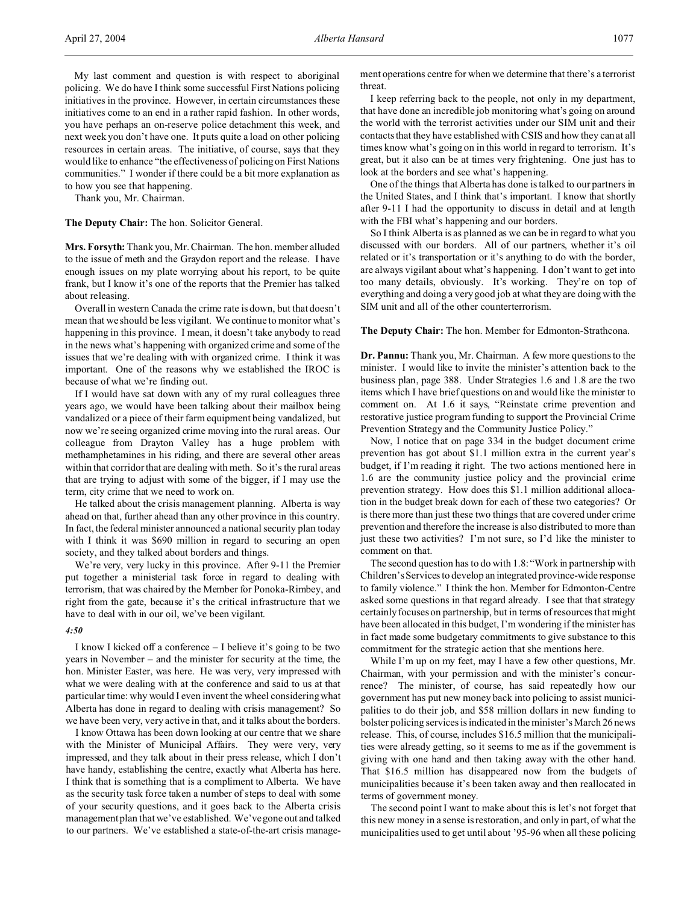My last comment and question is with respect to aboriginal policing. We do have I think some successful First Nations policing initiatives in the province. However, in certain circumstances these initiatives come to an end in a rather rapid fashion. In other words, you have perhaps an on-reserve police detachment this week, and next week you don't have one. It puts quite a load on other policing resources in certain areas. The initiative, of course, says that they would like to enhance "the effectiveness of policing on First Nations communities." I wonder if there could be a bit more explanation as to how you see that happening.

Thank you, Mr. Chairman.

**The Deputy Chair:** The hon. Solicitor General.

**Mrs. Forsyth:** Thank you, Mr. Chairman. The hon. member alluded to the issue of meth and the Graydon report and the release. I have enough issues on my plate worrying about his report, to be quite frank, but I know it's one of the reports that the Premier has talked about releasing.

Overall in western Canada the crime rate is down, but that doesn't mean that we should be less vigilant. We continue to monitor what's happening in this province. I mean, it doesn't take anybody to read in the news what's happening with organized crime and some of the issues that we're dealing with with organized crime. I think it was important. One of the reasons why we established the IROC is because of what we're finding out.

If I would have sat down with any of my rural colleagues three years ago, we would have been talking about their mailbox being vandalized or a piece of their farm equipment being vandalized, but now we're seeing organized crime moving into the rural areas. Our colleague from Drayton Valley has a huge problem with methamphetamines in his riding, and there are several other areas within that corridor that are dealing with meth. So it's the rural areas that are trying to adjust with some of the bigger, if I may use the term, city crime that we need to work on.

He talked about the crisis management planning. Alberta is way ahead on that, further ahead than any other province in this country. In fact, the federal minister announced a national security plan today with I think it was $690 million in regard to securing an open society, and they talked about borders and things.

We're very, very lucky in this province. After 9-11 the Premier put together a ministerial task force in regard to dealing with terrorism, that was chaired by the Member for Ponoka-Rimbey, and right from the gate, because it's the critical infrastructure that we have to deal with in our oil, we've been vigilant.

*4:50*

I know I kicked off a conference – I believe it's going to be two years in November – and the minister for security at the time, the hon. Minister Easter, was here. He was very, very impressed with what we were dealing with at the conference and said to us at that particular time: why would I even invent the wheel considering what Alberta has done in regard to dealing with crisis management? So we have been very, very active in that, and it talks about the borders.

I know Ottawa has been down looking at our centre that we share with the Minister of Municipal Affairs. They were very, very impressed, and they talk about in their press release, which I don't have handy, establishing the centre, exactly what Alberta has here. I think that is something that is a compliment to Alberta. We have as the security task force taken a number of steps to deal with some of your security questions, and it goes back to the Alberta crisis management plan that we've established. We've gone out and talked to our partners. We've established a state-of-the-art crisis management operations centre for when we determine that there's a terrorist threat.

I keep referring back to the people, not only in my department, that have done an incredible job monitoring what's going on around the world with the terrorist activities under our SIM unit and their contacts that they have established with CSIS and how they can at all times know what's going on in this world in regard to terrorism. It's great, but it also can be at times very frightening. One just has to look at the borders and see what's happening.

One of the things that Alberta has done is talked to our partners in the United States, and I think that's important. I know that shortly after 9-11 I had the opportunity to discuss in detail and at length with the FBI what's happening and our borders.

So I think Alberta is as planned as we can be in regard to what you discussed with our borders. All of our partners, whether it's oil related or it's transportation or it's anything to do with the border, are always vigilant about what's happening. I don't want to get into too many details, obviously. It's working. They're on top of everything and doing a very good job at what they are doing with the SIM unit and all of the other counterterrorism.

**The Deputy Chair:** The hon. Member for Edmonton-Strathcona.

**Dr. Pannu:** Thank you, Mr. Chairman. A few more questions to the minister. I would like to invite the minister's attention back to the business plan, page 388. Under Strategies 1.6 and 1.8 are the two items which I have brief questions on and would like the minister to comment on. At 1.6 it says, "Reinstate crime prevention and restorative justice program funding to support the Provincial Crime Prevention Strategy and the Community Justice Policy."

Now, I notice that on page 334 in the budget document crime prevention has got about $1.1 million extra in the current year's budget, if I'm reading it right. The two actions mentioned here in 1.6 are the community justice policy and the provincial crime prevention strategy. How does this $1.1 million additional allocation in the budget break down for each of these two categories? Or is there more than just these two things that are covered under crime prevention and therefore the increase is also distributed to more than just these two activities? I'm not sure, so I'd like the minister to comment on that.

The second question has to do with 1.8: "Work in partnership with Children's Services to develop an integrated province-wide response to family violence." I think the hon. Member for Edmonton-Centre asked some questions in that regard already. I see that that strategy certainly focuses on partnership, but in terms of resources that might have been allocated in this budget, I'm wondering if the minister has in fact made some budgetary commitments to give substance to this commitment for the strategic action that she mentions here.

While I'm up on my feet, may I have a few other questions, Mr. Chairman, with your permission and with the minister's concurrence? The minister, of course, has said repeatedly how our government has put new money back into policing to assist municipalities to do their job, and $58 million dollars in new funding to bolster policing services is indicated in the minister's March 26 news release. This, of course, includes $16.5 million that the municipalities were already getting, so it seems to me as if the government is giving with one hand and then taking away with the other hand. That $16.5 million has disappeared now from the budgets of municipalities because it's been taken away and then reallocated in terms of government money.

The second point I want to make about this is let's not forget that this new money in a sense is restoration, and only in part, of what the municipalities used to get until about '95-96 when all these policing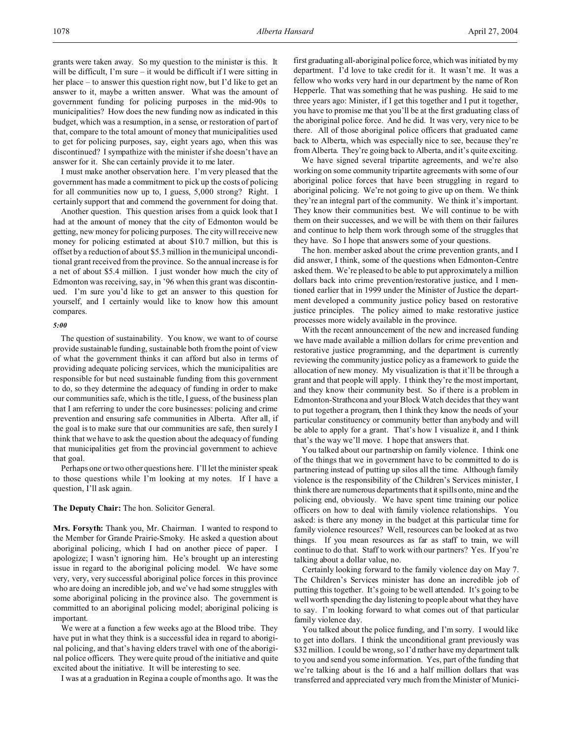grants were taken away. So my question to the minister is this. It will be difficult, I'm sure – it would be difficult if I were sitting in her place – to answer this question right now, but I'd like to get an answer to it, maybe a written answer. What was the amount of government funding for policing purposes in the mid-90s to municipalities? How does the new funding now as indicated in this budget, which was a resumption, in a sense, or restoration of part of that, compare to the total amount of money that municipalities used to get for policing purposes, say, eight years ago, when this was discontinued? I sympathize with the minister if she doesn't have an answer for it. She can certainly provide it to me later.

I must make another observation here. I'm very pleased that the government has made a commitment to pick up the costs of policing for all communities now up to, I guess, 5,000 strong? Right. I certainly support that and commend the government for doing that.

Another question. This question arises from a quick look that I had at the amount of money that the city of Edmonton would be getting, new money for policing purposes. The city will receive new money for policing estimated at about \$10.7 million, but this is offset by a reduction of about \$5.3 million in the municipal unconditional grant received from the province. So the annual increase is for a net of about \$5.4 million. I just wonder how much the city of Edmonton was receiving, say, in '96 when this grant was discontinued. I'm sure you'd like to get an answer to this question for yourself, and I certainly would like to know how this amount compares.

*5:00*

The question of sustainability. You know, we want to of course provide sustainable funding, sustainable both from the point of view of what the government thinks it can afford but also in terms of providing adequate policing services, which the municipalities are responsible for but need sustainable funding from this government to do, so they determine the adequacy of funding in order to make our communities safe, which is the title, I guess, of the business plan that I am referring to under the core businesses: policing and crime prevention and ensuring safe communities in Alberta. After all, if the goal is to make sure that our communities are safe, then surely I think that we have to ask the question about the adequacy of funding that municipalities get from the provincial government to achieve that goal.

Perhaps one or two other questions here. I'll let the minister speak to those questions while I'm looking at my notes. If I have a question, I'll ask again.

**The Deputy Chair:** The hon. Solicitor General.

**Mrs. Forsyth:** Thank you, Mr. Chairman. I wanted to respond to the Member for Grande Prairie-Smoky. He asked a question about aboriginal policing, which I had on another piece of paper. I apologize; I wasn't ignoring him. He's brought up an interesting issue in regard to the aboriginal policing model. We have some very, very, very successful aboriginal police forces in this province who are doing an incredible job, and we've had some struggles with some aboriginal policing in the province also. The government is committed to an aboriginal policing model; aboriginal policing is important.

We were at a function a few weeks ago at the Blood tribe. They have put in what they think is a successful idea in regard to aboriginal policing, and that's having elders travel with one of the aboriginal police officers. They were quite proud of the initiative and quite excited about the initiative. It will be interesting to see.

I was at a graduation in Regina a couple of months ago. It was the first graduating all-aboriginal police force, which was initiated by my department. I'd love to take credit for it. It wasn't me. It was a fellow who works very hard in our department by the name of Ron Hepperle. That was something that he was pushing. He said to me three years ago: Minister, if I get this together and I put it together, you have to promise me that you'll be at the first graduating class of the aboriginal police force. And he did. It was very, very nice to be there. All of those aboriginal police officers that graduated came back to Alberta, which was especially nice to see, because they're from Alberta. They're going back to Alberta, and it's quite exciting.

We have signed several tripartite agreements, and we're also working on some community tripartite agreements with some of our aboriginal police forces that have been struggling in regard to aboriginal policing. We're not going to give up on them. We think they're an integral part of the community. We think it's important. They know their communities best. We will continue to be with them on their successes, and we will be with them on their failures and continue to help them work through some of the struggles that they have. So I hope that answers some of your questions.

The hon. member asked about the crime prevention grants, and I did answer, I think, some of the questions when Edmonton-Centre asked them. We're pleased to be able to put approximately a million dollars back into crime prevention/restorative justice, and I mentioned earlier that in 1999 under the Minister of Justice the department developed a community justice policy based on restorative justice principles. The policy aimed to make restorative justice processes more widely available in the province.

With the recent announcement of the new and increased funding we have made available a million dollars for crime prevention and restorative justice programming, and the department is currently reviewing the community justice policy as a framework to guide the allocation of new money. My visualization is that it'll be through a grant and that people will apply. I think they're the most important, and they know their community best. So if there is a problem in Edmonton-Strathcona and your Block Watch decides that they want to put together a program, then I think they know the needs of your particular constituency or community better than anybody and will be able to apply for a grant. That's how I visualize it, and I think that's the way we'll move. I hope that answers that.

You talked about our partnership on family violence. I think one of the things that we in government have to be committed to do is partnering instead of putting up silos all the time. Although family violence is the responsibility of the Children's Services minister, I think there are numerous departments that it spills onto, mine and the policing end, obviously. We have spent time training our police officers on how to deal with family violence relationships. You asked: is there any money in the budget at this particular time for family violence resources? Well, resources can be looked at as two things. If you mean resources as far as staff to train, we will continue to do that. Staff to work with our partners? Yes. If you're talking about a dollar value, no.

Certainly looking forward to the family violence day on May 7. The Children's Services minister has done an incredible job of putting this together. It's going to be well attended. It's going to be well worth spending the day listening to people about what they have to say. I'm looking forward to what comes out of that particular family violence day.

You talked about the police funding, and I'm sorry. I would like to get into dollars. I think the unconditional grant previously was \$32 million. I could be wrong, so I'd rather have my department talk to you and send you some information. Yes, part of the funding that we're talking about is the 16 and a half million dollars that was transferred and appreciated very much from the Minister of Munici-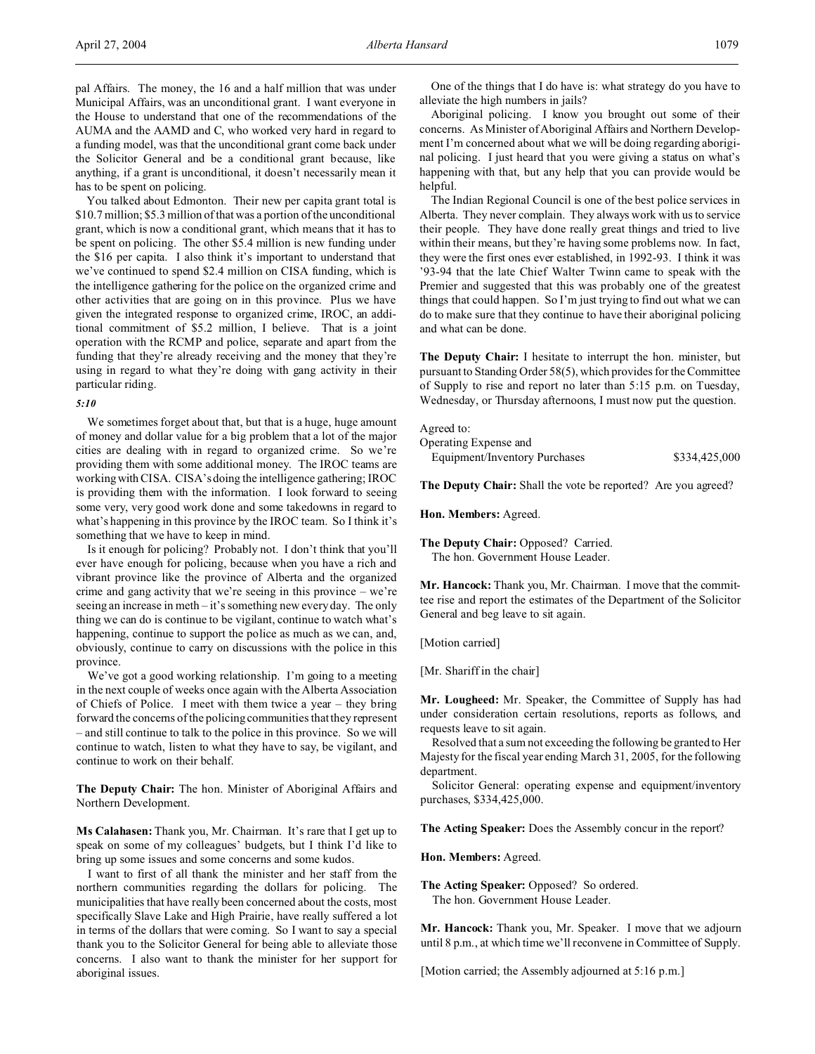pal Affairs. The money, the 16 and a half million that was under Municipal Affairs, was an unconditional grant. I want everyone in the House to understand that one of the recommendations of the AUMA and the AAMD and C, who worked very hard in regard to a funding model, was that the unconditional grant come back under the Solicitor General and be a conditional grant because, like anything, if a grant is unconditional, it doesn't necessarily mean it has to be spent on policing.

You talked about Edmonton. Their new per capita grant total is \$10.7 million; \$5.3 million of that was a portion of the unconditional grant, which is now a conditional grant, which means that it has to be spent on policing. The other \$5.4 million is new funding under the \$16 per capita. I also think it's important to understand that we've continued to spend \$2.4 million on CISA funding, which is the intelligence gathering for the police on the organized crime and other activities that are going on in this province. Plus we have given the integrated response to organized crime, IROC, an additional commitment of \$5.2 million, I believe. That is a joint operation with the RCMP and police, separate and apart from the funding that they're already receiving and the money that they're using in regard to what they're doing with gang activity in their particular riding.

*5:10*

We sometimes forget about that, but that is a huge, huge amount of money and dollar value for a big problem that a lot of the major cities are dealing with in regard to organized crime. So we're providing them with some additional money. The IROC teams are working with CISA. CISA's doing the intelligence gathering; IROC is providing them with the information. I look forward to seeing some very, very good work done and some takedowns in regard to what's happening in this province by the IROC team. So I think it's something that we have to keep in mind.

Is it enough for policing? Probably not. I don't think that you'll ever have enough for policing, because when you have a rich and vibrant province like the province of Alberta and the organized crime and gang activity that we're seeing in this province – we're seeing an increase in meth – it's something new every day. The only thing we can do is continue to be vigilant, continue to watch what's happening, continue to support the police as much as we can, and, obviously, continue to carry on discussions with the police in this province.

We've got a good working relationship. I'm going to a meeting in the next couple of weeks once again with the Alberta Association of Chiefs of Police. I meet with them twice a year – they bring forward the concerns of the policing communities that they represent – and still continue to talk to the police in this province. So we will continue to watch, listen to what they have to say, be vigilant, and continue to work on their behalf.

**The Deputy Chair:** The hon. Minister of Aboriginal Affairs and Northern Development.

**Ms Calahasen:** Thank you, Mr. Chairman. It's rare that I get up to speak on some of my colleagues' budgets, but I think I'd like to bring up some issues and some concerns and some kudos.

I want to first of all thank the minister and her staff from the northern communities regarding the dollars for policing. The municipalities that have really been concerned about the costs, most specifically Slave Lake and High Prairie, have really suffered a lot in terms of the dollars that were coming. So I want to say a special thank you to the Solicitor General for being able to alleviate those concerns. I also want to thank the minister for her support for aboriginal issues.

One of the things that I do have is: what strategy do you have to alleviate the high numbers in jails?

Aboriginal policing. I know you brought out some of their concerns. As Minister of Aboriginal Affairs and Northern Development I'm concerned about what we will be doing regarding aboriginal policing. I just heard that you were giving a status on what's happening with that, but any help that you can provide would be helpful.

The Indian Regional Council is one of the best police services in Alberta. They never complain. They always work with us to service their people. They have done really great things and tried to live within their means, but they're having some problems now. In fact, they were the first ones ever established, in 1992-93. I think it was '93-94 that the late Chief Walter Twinn came to speak with the Premier and suggested that this was probably one of the greatest things that could happen. So I'm just trying to find out what we can do to make sure that they continue to have their aboriginal policing and what can be done.

**The Deputy Chair:** I hesitate to interrupt the hon. minister, but pursuant to Standing Order 58(5), which provides for the Committee of Supply to rise and report no later than 5:15 p.m. on Tuesday, Wednesday, or Thursday afternoons, I must now put the question.

Agreed to:
Operating Expense and
Equipment/Inventory Purchases \$334,425,000

**The Deputy Chair:** Shall the vote be reported? Are you agreed?

**Hon. Members:** Agreed.

**The Deputy Chair:** Opposed? Carried.
The hon. Government House Leader.

**Mr. Hancock:** Thank you, Mr. Chairman. I move that the committee rise and report the estimates of the Department of the Solicitor General and beg leave to sit again.

[Motion carried]

[Mr. Shariff in the chair]

**Mr. Lougheed:** Mr. Speaker, the Committee of Supply has had under consideration certain resolutions, reports as follows, and requests leave to sit again.

Resolved that a sum not exceeding the following be granted to Her Majesty for the fiscal year ending March 31, 2005, for the following department.

Solicitor General: operating expense and equipment/inventory purchases, \$334,425,000.

**The Acting Speaker:** Does the Assembly concur in the report?

**Hon. Members:** Agreed.

**The Acting Speaker:** Opposed? So ordered.
The hon. Government House Leader.

**Mr. Hancock:** Thank you, Mr. Speaker. I move that we adjourn until 8 p.m., at which time we'll reconvene in Committee of Supply.

[Motion carried; the Assembly adjourned at 5:16 p.m.]